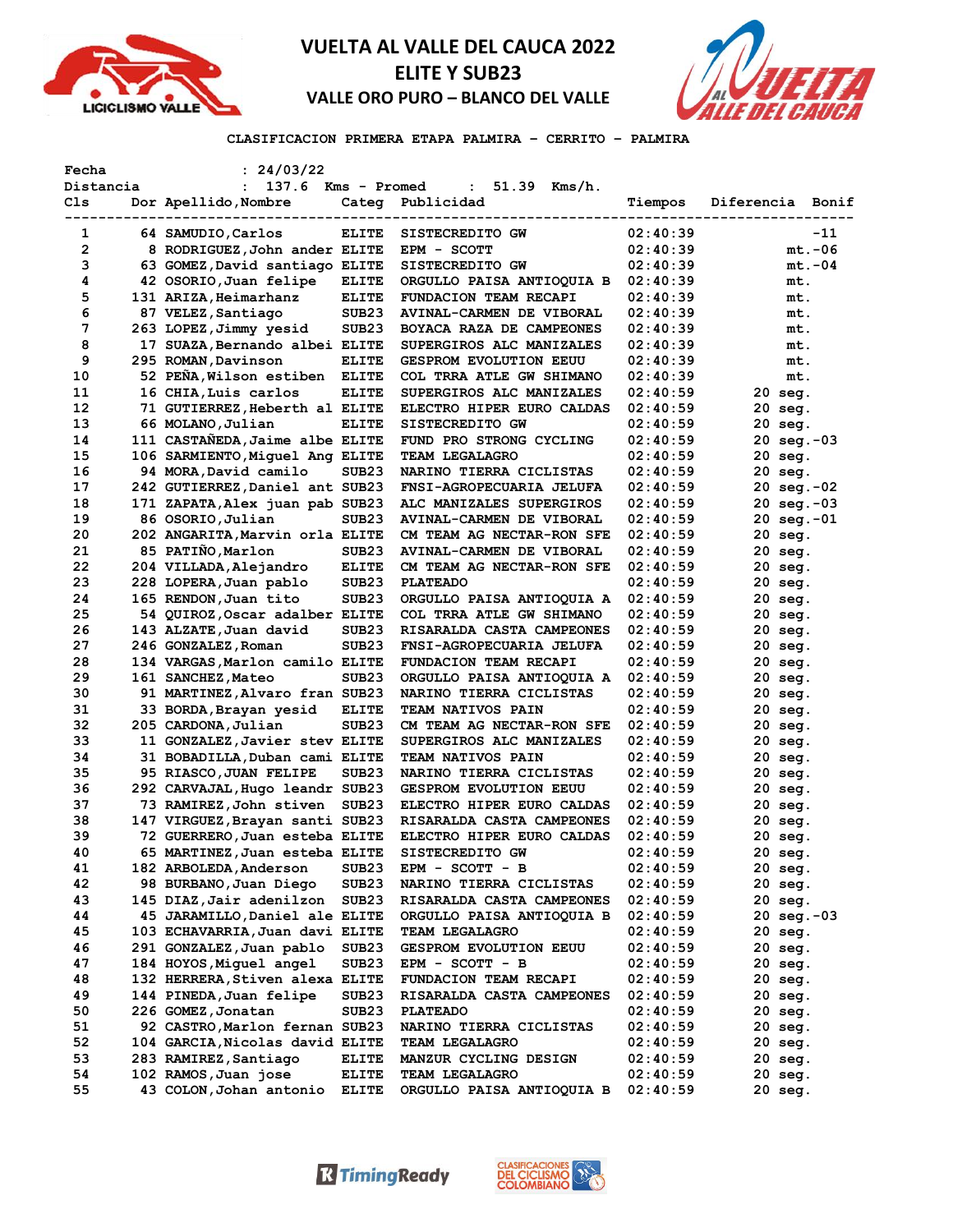# VUELTA AL VALLE DEL CAUCA 2022

## ELITE Y SUB23

### VALLE ORO PURO – BLANCO DEL VALLE

CLASIFICACION PRIMERA ETAPA PALMIRA - CERRITO - PALMIRA

Fecha : 24/03/22

Distancia : 137.6 Kms - Promed : 51.39 Kms/h.

| Cls | Dor | Apellido,Nombre | Categ | Publicidad | Tiempos | Diferencia | Bonif |
|---|---|---|---|---|---|---|---|
| 1 | 64 | SAMUDIO,Carlos | ELITE | SISTECREDITO GW | 02:40:39 | | -11 |
| 2 | 8 | RODRIGUEZ,John ander | ELITE | EPM - SCOTT | 02:40:39 | mt. | -06 |
| 3 | 63 | GOMEZ,David santiago | ELITE | SISTECREDITO GW | 02:40:39 | mt. | -04 |
| 4 | 42 | OSORIO,Juan felipe | ELITE | ORGULLO PAISA ANTIOQUIA B | 02:40:39 | mt. | |
| 5 | 131 | ARIZA,Heimarhanz | ELITE | FUNDACION TEAM RECAPI | 02:40:39 | mt. | |
| 6 | 87 | VELEZ,Santiago | SUB23 | AVINAL-CARMEN DE VIBORAL | 02:40:39 | mt. | |
| 7 | 263 | LOPEZ,Jimmy yesid | SUB23 | BOYACA RAZA DE CAMPEONES | 02:40:39 | mt. | |
| 8 | 17 | SUAZA,Bernando albei | ELITE | SUPERGIROS ALC MANIZALES | 02:40:39 | mt. | |
| 9 | 295 | ROMAN,Davinson | ELITE | GESPROM EVOLUTION EEUU | 02:40:39 | mt. | |
| 10 | 52 | PEÑA,Wilson estiben | ELITE | COL TRRA ATLE GW SHIMANO | 02:40:39 | mt. | |
| 11 | 16 | CHIA,Luis carlos | ELITE | SUPERGIROS ALC MANIZALES | 02:40:59 | 20 seg. | |
| 12 | 71 | GUTIERREZ,Heberth al | ELITE | ELECTRO HIPER EURO CALDAS | 02:40:59 | 20 seg. | |
| 13 | 66 | MOLANO,Julian | ELITE | SISTECREDITO GW | 02:40:59 | 20 seg. | |
| 14 | 111 | CASTAÑEDA,Jaime albe | ELITE | FUND PRO STRONG CYCLING | 02:40:59 | 20 seg. | -03 |
| 15 | 106 | SARMIENTO,Miguel Ang | ELITE | TEAM LEGALAGRO | 02:40:59 | 20 seg. | |
| 16 | 94 | MORA,David camilo | SUB23 | NARINO TIERRA CICLISTAS | 02:40:59 | 20 seg. | |
| 17 | 242 | GUTIERREZ,Daniel ant | SUB23 | FNSI-AGROPECUARIA JELUFA | 02:40:59 | 20 seg. | -02 |
| 18 | 171 | ZAPATA,Alex juan pab | SUB23 | ALC MANIZALES SUPERGIROS | 02:40:59 | 20 seg. | -03 |
| 19 | 86 | OSORIO,Julian | SUB23 | AVINAL-CARMEN DE VIBORAL | 02:40:59 | 20 seg. | -01 |
| 20 | 202 | ANGARITA,Marvin orla | ELITE | CM TEAM AG NECTAR-RON SFE | 02:40:59 | 20 seg. | |
| 21 | 85 | PATIÑO,Marlon | SUB23 | AVINAL-CARMEN DE VIBORAL | 02:40:59 | 20 seg. | |
| 22 | 204 | VILLADA,Alejandro | ELITE | CM TEAM AG NECTAR-RON SFE | 02:40:59 | 20 seg. | |
| 23 | 228 | LOPERA,Juan pablo | SUB23 | PLATEADO | 02:40:59 | 20 seg. | |
| 24 | 165 | RENDON,Juan tito | SUB23 | ORGULLO PAISA ANTIOQUIA A | 02:40:59 | 20 seg. | |
| 25 | 54 | QUIROZ,Oscar adalber | ELITE | COL TRRA ATLE GW SHIMANO | 02:40:59 | 20 seg. | |
| 26 | 143 | ALZATE,Juan david | SUB23 | RISARALDA CASTA CAMPEONES | 02:40:59 | 20 seg. | |
| 27 | 246 | GONZALEZ,Roman | SUB23 | FNSI-AGROPECUARIA JELUFA | 02:40:59 | 20 seg. | |
| 28 | 134 | VARGAS,Marlon camilo | ELITE | FUNDACION TEAM RECAPI | 02:40:59 | 20 seg. | |
| 29 | 161 | SANCHEZ,Mateo | SUB23 | ORGULLO PAISA ANTIOQUIA A | 02:40:59 | 20 seg. | |
| 30 | 91 | MARTINEZ,Alvaro fran | SUB23 | NARINO TIERRA CICLISTAS | 02:40:59 | 20 seg. | |
| 31 | 33 | BORDA,Brayan yesid | ELITE | TEAM NATIVOS PAIN | 02:40:59 | 20 seg. | |
| 32 | 205 | CARDONA,Julian | SUB23 | CM TEAM AG NECTAR-RON SFE | 02:40:59 | 20 seg. | |
| 33 | 11 | GONZALEZ,Javier stev | ELITE | SUPERGIROS ALC MANIZALES | 02:40:59 | 20 seg. | |
| 34 | 31 | BOBADILLA,Duban cami | ELITE | TEAM NATIVOS PAIN | 02:40:59 | 20 seg. | |
| 35 | 95 | RIASCO,JUAN FELIPE | SUB23 | NARINO TIERRA CICLISTAS | 02:40:59 | 20 seg. | |
| 36 | 292 | CARVAJAL,Hugo leandr | SUB23 | GESPROM EVOLUTION EEUU | 02:40:59 | 20 seg. | |
| 37 | 73 | RAMIREZ,John stiven | SUB23 | ELECTRO HIPER EURO CALDAS | 02:40:59 | 20 seg. | |
| 38 | 147 | VIRGUEZ,Brayan santi | SUB23 | RISARALDA CASTA CAMPEONES | 02:40:59 | 20 seg. | |
| 39 | 72 | GUERRERO,Juan esteba | ELITE | ELECTRO HIPER EURO CALDAS | 02:40:59 | 20 seg. | |
| 40 | 65 | MARTINEZ,Juan esteba | ELITE | SISTECREDITO GW | 02:40:59 | 20 seg. | |
| 41 | 182 | ARBOLEDA,Anderson | SUB23 | EPM - SCOTT - B | 02:40:59 | 20 seg. | |
| 42 | 98 | BURBANO,Juan Diego | SUB23 | NARINO TIERRA CICLISTAS | 02:40:59 | 20 seg. | |
| 43 | 145 | DIAZ,Jair adenilzon | SUB23 | RISARALDA CASTA CAMPEONES | 02:40:59 | 20 seg. | |
| 44 | 45 | JARAMILLO,Daniel ale | ELITE | ORGULLO PAISA ANTIOQUIA B | 02:40:59 | 20 seg. | -03 |
| 45 | 103 | ECHAVARRIA,Juan davi | ELITE | TEAM LEGALAGRO | 02:40:59 | 20 seg. | |
| 46 | 291 | GONZALEZ,Juan pablo | SUB23 | GESPROM EVOLUTION EEUU | 02:40:59 | 20 seg. | |
| 47 | 184 | HOYOS,Miguel angel | SUB23 | EPM - SCOTT - B | 02:40:59 | 20 seg. | |
| 48 | 132 | HERRERA,Stiven alexa | ELITE | FUNDACION TEAM RECAPI | 02:40:59 | 20 seg. | |
| 49 | 144 | PINEDA,Juan felipe | SUB23 | RISARALDA CASTA CAMPEONES | 02:40:59 | 20 seg. | |
| 50 | 226 | GOMEZ,Jonatan | SUB23 | PLATEADO | 02:40:59 | 20 seg. | |
| 51 | 92 | CASTRO,Marlon fernan | SUB23 | NARINO TIERRA CICLISTAS | 02:40:59 | 20 seg. | |
| 52 | 104 | GARCIA,Nicolas david | ELITE | TEAM LEGALAGRO | 02:40:59 | 20 seg. | |
| 53 | 283 | RAMIREZ,Santiago | ELITE | MANZUR CYCLING DESIGN | 02:40:59 | 20 seg. | |
| 54 | 102 | RAMOS,Juan jose | ELITE | TEAM LEGALAGRO | 02:40:59 | 20 seg. | |
| 55 | 43 | COLON,Johan antonio | ELITE | ORGULLO PAISA ANTIOQUIA B | 02:40:59 | 20 seg. | |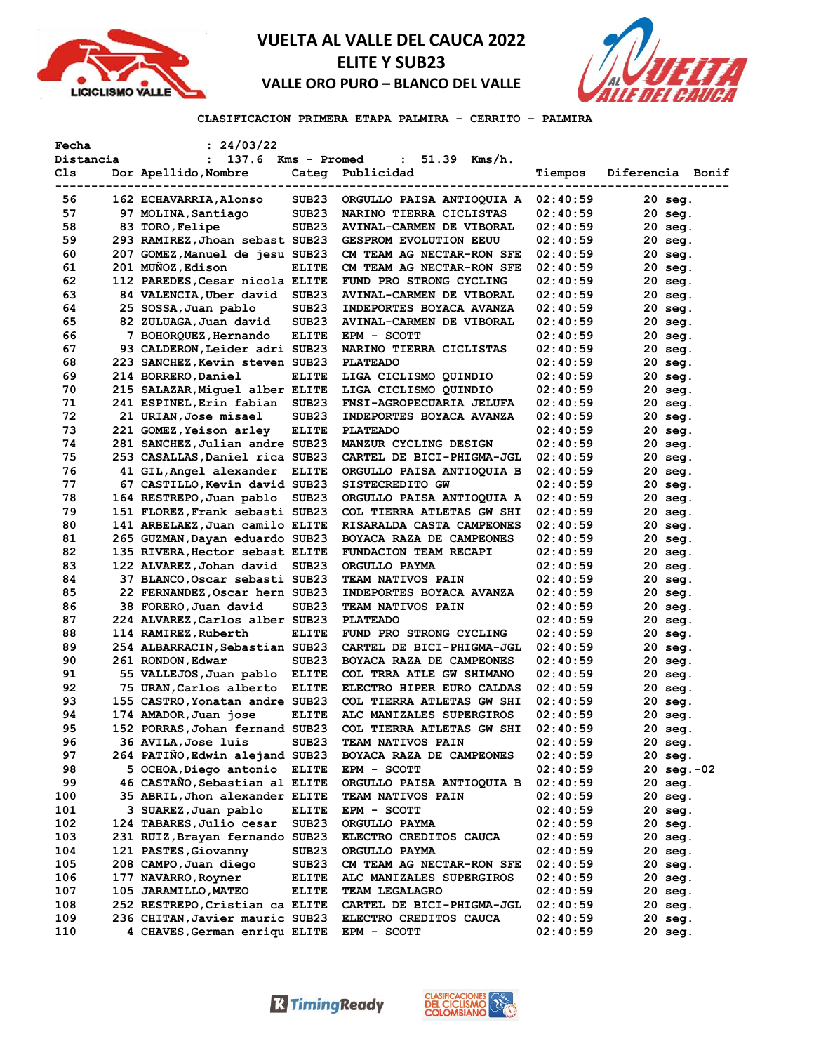# VUELTA AL VALLE DEL CAUCA 2022
## ELITE Y SUB23
### VALLE ORO PURO – BLANCO DEL VALLE

**CLASIFICACION PRIMERA ETAPA PALMIRA – CERRITO – PALMIRA**

Fecha : 24/03/22
Distancia : 137.6 Kms - Promed : 51.39 Kms/h.

| Cls | Dor | Apellido,Nombre | Categ | Publicidad | Tiempos | Diferencia | Bonif |
|---|---|---|---|---|---|---|---|
| 56 | 162 | ECHAVARRIA,Alonso | SUB23 | ORGULLO PAISA ANTIOQUIA A | 02:40:59 | 20 seg. | |
| 57 | 97 | MOLINA,Santiago | SUB23 | NARINO TIERRA CICLISTAS | 02:40:59 | 20 seg. | |
| 58 | 83 | TORO,Felipe | SUB23 | AVINAL-CARMEN DE VIBORAL | 02:40:59 | 20 seg. | |
| 59 | 293 | RAMIREZ,Jhoan sebast | SUB23 | GESPROM EVOLUTION EEUU | 02:40:59 | 20 seg. | |
| 60 | 207 | GOMEZ,Manuel de jesu | SUB23 | CM TEAM AG NECTAR-RON SFE | 02:40:59 | 20 seg. | |
| 61 | 201 | MUÑOZ,Edison | ELITE | CM TEAM AG NECTAR-RON SFE | 02:40:59 | 20 seg. | |
| 62 | 112 | PAREDES,Cesar nicola | ELITE | FUND PRO STRONG CYCLING | 02:40:59 | 20 seg. | |
| 63 | 84 | VALENCIA,Uber david | SUB23 | AVINAL-CARMEN DE VIBORAL | 02:40:59 | 20 seg. | |
| 64 | 25 | SOSSA,Juan pablo | SUB23 | INDEPORTES BOYACA AVANZA | 02:40:59 | 20 seg. | |
| 65 | 82 | ZULUAGA,Juan david | SUB23 | AVINAL-CARMEN DE VIBORAL | 02:40:59 | 20 seg. | |
| 66 | 7 | BOHORQUEZ,Hernando | ELITE | EPM - SCOTT | 02:40:59 | 20 seg. | |
| 67 | 93 | CALDERON,Leider adri | SUB23 | NARINO TIERRA CICLISTAS | 02:40:59 | 20 seg. | |
| 68 | 223 | SANCHEZ,Kevin steven | SUB23 | PLATEADO | 02:40:59 | 20 seg. | |
| 69 | 214 | BORRERO,Daniel | ELITE | LIGA CICLISMO QUINDIO | 02:40:59 | 20 seg. | |
| 70 | 215 | SALAZAR,Miguel alber | ELITE | LIGA CICLISMO QUINDIO | 02:40:59 | 20 seg. | |
| 71 | 241 | ESPINEL,Erin fabian | SUB23 | FNSI-AGROPECUARIA JELUFA | 02:40:59 | 20 seg. | |
| 72 | 21 | URIAN,Jose misael | SUB23 | INDEPORTES BOYACA AVANZA | 02:40:59 | 20 seg. | |
| 73 | 221 | GOMEZ,Yeison arley | ELITE | PLATEADO | 02:40:59 | 20 seg. | |
| 74 | 281 | SANCHEZ,Julian andre | SUB23 | MANZUR CYCLING DESIGN | 02:40:59 | 20 seg. | |
| 75 | 253 | CASALLAS,Daniel rica | SUB23 | CARTEL DE BICI-PHIGMA-JGL | 02:40:59 | 20 seg. | |
| 76 | 41 | GIL,Angel alexander | ELITE | ORGULLO PAISA ANTIOQUIA B | 02:40:59 | 20 seg. | |
| 77 | 67 | CASTILLO,Kevin david | SUB23 | SISTECREDITO GW | 02:40:59 | 20 seg. | |
| 78 | 164 | RESTREPO,Juan pablo | SUB23 | ORGULLO PAISA ANTIOQUIA A | 02:40:59 | 20 seg. | |
| 79 | 151 | FLOREZ,Frank sebasti | SUB23 | COL TIERRA ATLETAS GW SHI | 02:40:59 | 20 seg. | |
| 80 | 141 | ARBELAEZ,Juan camilo | ELITE | RISARALDA CASTA CAMPEONES | 02:40:59 | 20 seg. | |
| 81 | 265 | GUZMAN,Dayan eduardo | SUB23 | BOYACA RAZA DE CAMPEONES | 02:40:59 | 20 seg. | |
| 82 | 135 | RIVERA,Hector sebast | ELITE | FUNDACION TEAM RECAPI | 02:40:59 | 20 seg. | |
| 83 | 122 | ALVAREZ,Johan david | SUB23 | ORGULLO PAYMA | 02:40:59 | 20 seg. | |
| 84 | 37 | BLANCO,Oscar sebasti | SUB23 | TEAM NATIVOS PAIN | 02:40:59 | 20 seg. | |
| 85 | 22 | FERNANDEZ,Oscar hern | SUB23 | INDEPORTES BOYACA AVANZA | 02:40:59 | 20 seg. | |
| 86 | 38 | FORERO,Juan david | SUB23 | TEAM NATIVOS PAIN | 02:40:59 | 20 seg. | |
| 87 | 224 | ALVAREZ,Carlos alber | SUB23 | PLATEADO | 02:40:59 | 20 seg. | |
| 88 | 114 | RAMIREZ,Ruberth | ELITE | FUND PRO STRONG CYCLING | 02:40:59 | 20 seg. | |
| 89 | 254 | ALBARRACIN,Sebastian | SUB23 | CARTEL DE BICI-PHIGMA-JGL | 02:40:59 | 20 seg. | |
| 90 | 261 | RONDON,Edwar | SUB23 | BOYACA RAZA DE CAMPEONES | 02:40:59 | 20 seg. | |
| 91 | 55 | VALLEJOS,Juan pablo | ELITE | COL TRRA ATLE GW SHIMANO | 02:40:59 | 20 seg. | |
| 92 | 75 | URAN,Carlos alberto | ELITE | ELECTRO HIPER EURO CALDAS | 02:40:59 | 20 seg. | |
| 93 | 155 | CASTRO,Yonatan andre | SUB23 | COL TIERRA ATLETAS GW SHI | 02:40:59 | 20 seg. | |
| 94 | 174 | AMADOR,Juan jose | ELITE | ALC MANIZALES SUPERGIROS | 02:40:59 | 20 seg. | |
| 95 | 152 | PORRAS,Johan fernand | SUB23 | COL TIERRA ATLETAS GW SHI | 02:40:59 | 20 seg. | |
| 96 | 36 | AVILA,Jose luis | SUB23 | TEAM NATIVOS PAIN | 02:40:59 | 20 seg. | |
| 97 | 264 | PATIÑO,Edwin alejand | SUB23 | BOYACA RAZA DE CAMPEONES | 02:40:59 | 20 seg. | |
| 98 | 5 | OCHOA,Diego antonio | ELITE | EPM - SCOTT | 02:40:59 | 20 seg. | -02 |
| 99 | 46 | CASTAÑO,Sebastian al | ELITE | ORGULLO PAISA ANTIOQUIA B | 02:40:59 | 20 seg. | |
| 100 | 35 | ABRIL,Jhon alexander | ELITE | TEAM NATIVOS PAIN | 02:40:59 | 20 seg. | |
| 101 | 3 | SUAREZ,Juan pablo | ELITE | EPM - SCOTT | 02:40:59 | 20 seg. | |
| 102 | 124 | TABARES,Julio cesar | SUB23 | ORGULLO PAYMA | 02:40:59 | 20 seg. | |
| 103 | 231 | RUIZ,Brayan fernando | SUB23 | ELECTRO CREDITOS CAUCA | 02:40:59 | 20 seg. | |
| 104 | 121 | PASTES,Giovanny | SUB23 | ORGULLO PAYMA | 02:40:59 | 20 seg. | |
| 105 | 208 | CAMPO,Juan diego | SUB23 | CM TEAM AG NECTAR-RON SFE | 02:40:59 | 20 seg. | |
| 106 | 177 | NAVARRO,Royner | ELITE | ALC MANIZALES SUPERGIROS | 02:40:59 | 20 seg. | |
| 107 | 105 | JARAMILLO,MATEO | ELITE | TEAM LEGALAGRO | 02:40:59 | 20 seg. | |
| 108 | 252 | RESTREPO,Cristian ca | ELITE | CARTEL DE BICI-PHIGMA-JGL | 02:40:59 | 20 seg. | |
| 109 | 236 | CHITAN,Javier mauric | SUB23 | ELECTRO CREDITOS CAUCA | 02:40:59 | 20 seg. | |
| 110 | 4 | CHAVES,German enriqu | ELITE | EPM - SCOTT | 02:40:59 | 20 seg. | |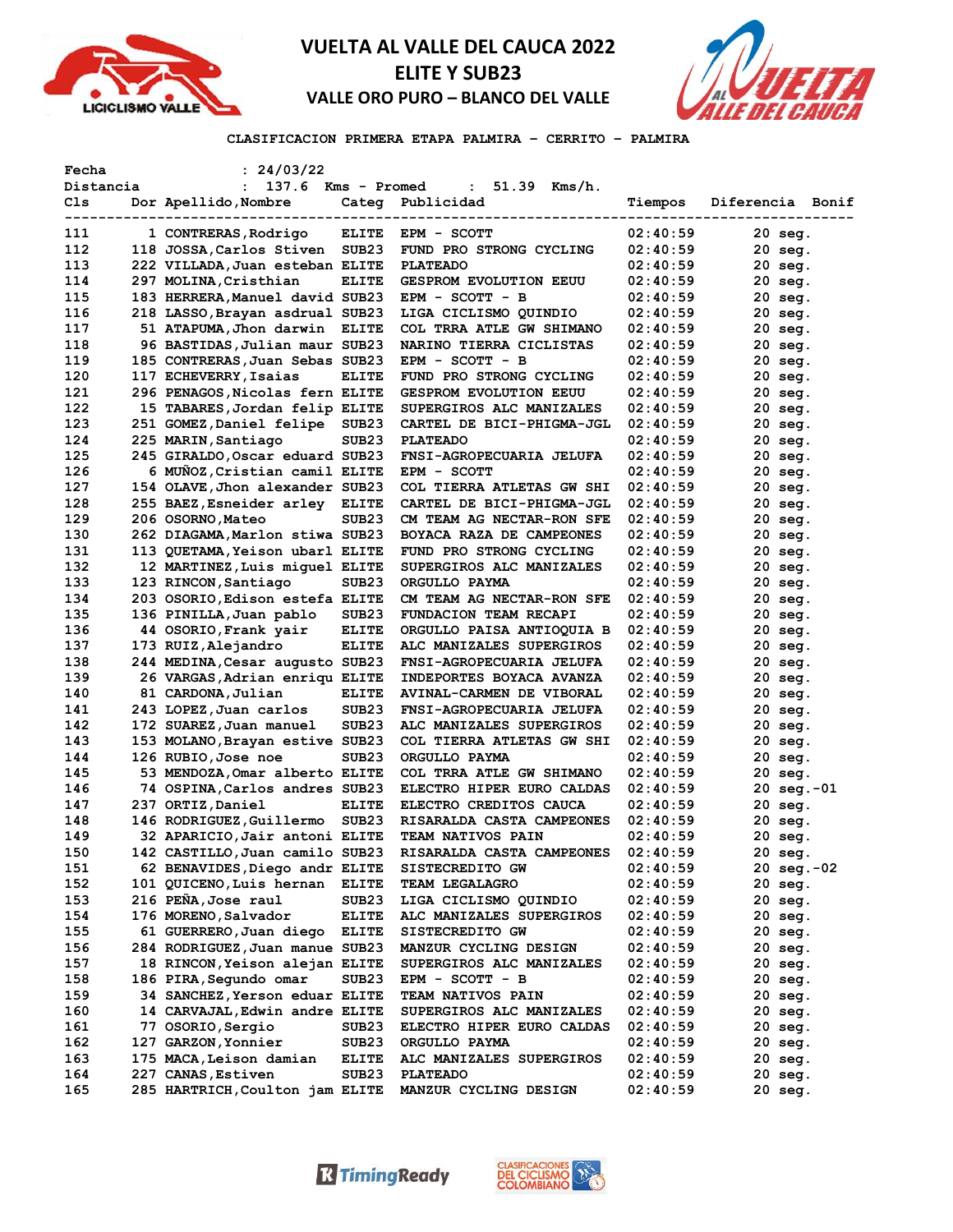# VUELTA AL VALLE DEL CAUCA 2022
## ELITE Y SUB23
### VALLE ORO PURO – BLANCO DEL VALLE

CLASIFICACION PRIMERA ETAPA PALMIRA - CERRITO - PALMIRA

Fecha : 24/03/22
Distancia : 137.6 Kms - Promed : 51.39 Kms/h.

| Cls | Dor | Apellido,Nombre | Categ | Publicidad | Tiempos | Diferencia | Bonif |
|---|---|---|---|---|---|---|---|
| 111 | 1 | CONTRERAS,Rodrigo | ELITE | EPM - SCOTT | 02:40:59 | 20 seg. | |
| 112 | 118 | JOSSA,Carlos Stiven | SUB23 | FUND PRO STRONG CYCLING | 02:40:59 | 20 seg. | |
| 113 | 222 | VILLADA,Juan esteban | ELITE | PLATEADO | 02:40:59 | 20 seg. | |
| 114 | 297 | MOLINA,Cristhian | ELITE | GESPROM EVOLUTION EEUU | 02:40:59 | 20 seg. | |
| 115 | 183 | HERRERA,Manuel david | SUB23 | EPM - SCOTT - B | 02:40:59 | 20 seg. | |
| 116 | 218 | LASSO,Brayan asdrual | SUB23 | LIGA CICLISMO QUINDIO | 02:40:59 | 20 seg. | |
| 117 | 51 | ATAPUMA,Jhon darwin | ELITE | COL TRRA ATLE GW SHIMANO | 02:40:59 | 20 seg. | |
| 118 | 96 | BASTIDAS,Julian maur | SUB23 | NARINO TIERRA CICLISTAS | 02:40:59 | 20 seg. | |
| 119 | 185 | CONTRERAS,Juan Sebas | SUB23 | EPM - SCOTT - B | 02:40:59 | 20 seg. | |
| 120 | 117 | ECHEVERRY,Isaias | ELITE | FUND PRO STRONG CYCLING | 02:40:59 | 20 seg. | |
| 121 | 296 | PENAGOS,Nicolas fern | ELITE | GESPROM EVOLUTION EEUU | 02:40:59 | 20 seg. | |
| 122 | 15 | TABARES,Jordan felip | ELITE | SUPERGIROS ALC MANIZALES | 02:40:59 | 20 seg. | |
| 123 | 251 | GOMEZ,Daniel felipe | SUB23 | CARTEL DE BICI-PHIGMA-JGL | 02:40:59 | 20 seg. | |
| 124 | 225 | MARIN,Santiago | SUB23 | PLATEADO | 02:40:59 | 20 seg. | |
| 125 | 245 | GIRALDO,Oscar eduard | SUB23 | FNSI-AGROPECUARIA JELUFA | 02:40:59 | 20 seg. | |
| 126 | 6 | MUÑOZ,Cristian camil | ELITE | EPM - SCOTT | 02:40:59 | 20 seg. | |
| 127 | 154 | OLAVE,Jhon alexander | SUB23 | COL TIERRA ATLETAS GW SHI | 02:40:59 | 20 seg. | |
| 128 | 255 | BAEZ,Esneider arley | ELITE | CARTEL DE BICI-PHIGMA-JGL | 02:40:59 | 20 seg. | |
| 129 | 206 | OSORNO,Mateo | SUB23 | CM TEAM AG NECTAR-RON SFE | 02:40:59 | 20 seg. | |
| 130 | 262 | DIAGAMA,Marlon stiwa | SUB23 | BOYACA RAZA DE CAMPEONES | 02:40:59 | 20 seg. | |
| 131 | 113 | QUETAMA,Yeison ubarl | ELITE | FUND PRO STRONG CYCLING | 02:40:59 | 20 seg. | |
| 132 | 12 | MARTINEZ,Luis miguel | ELITE | SUPERGIROS ALC MANIZALES | 02:40:59 | 20 seg. | |
| 133 | 123 | RINCON,Santiago | SUB23 | ORGULLO PAYMA | 02:40:59 | 20 seg. | |
| 134 | 203 | OSORIO,Edison estefa | ELITE | CM TEAM AG NECTAR-RON SFE | 02:40:59 | 20 seg. | |
| 135 | 136 | PINILLA,Juan pablo | SUB23 | FUNDACION TEAM RECAPI | 02:40:59 | 20 seg. | |
| 136 | 44 | OSORIO,Frank yair | ELITE | ORGULLO PAISA ANTIOQUIA B | 02:40:59 | 20 seg. | |
| 137 | 173 | RUIZ,Alejandro | ELITE | ALC MANIZALES SUPERGIROS | 02:40:59 | 20 seg. | |
| 138 | 244 | MEDINA,Cesar augusto | SUB23 | FNSI-AGROPECUARIA JELUFA | 02:40:59 | 20 seg. | |
| 139 | 26 | VARGAS,Adrian enriqu | ELITE | INDEPORTES BOYACA AVANZA | 02:40:59 | 20 seg. | |
| 140 | 81 | CARDONA,Julian | ELITE | AVINAL-CARMEN DE VIBORAL | 02:40:59 | 20 seg. | |
| 141 | 243 | LOPEZ,Juan carlos | SUB23 | FNSI-AGROPECUARIA JELUFA | 02:40:59 | 20 seg. | |
| 142 | 172 | SUAREZ,Juan manuel | SUB23 | ALC MANIZALES SUPERGIROS | 02:40:59 | 20 seg. | |
| 143 | 153 | MOLANO,Brayan estive | SUB23 | COL TIERRA ATLETAS GW SHI | 02:40:59 | 20 seg. | |
| 144 | 126 | RUBIO,Jose noe | SUB23 | ORGULLO PAYMA | 02:40:59 | 20 seg. | |
| 145 | 53 | MENDOZA,Omar alberto | ELITE | COL TRRA ATLE GW SHIMANO | 02:40:59 | 20 seg. | |
| 146 | 74 | OSPINA,Carlos andres | SUB23 | ELECTRO HIPER EURO CALDAS | 02:40:59 | 20 seg. | -01 |
| 147 | 237 | ORTIZ,Daniel | ELITE | ELECTRO CREDITOS CAUCA | 02:40:59 | 20 seg. | |
| 148 | 146 | RODRIGUEZ,Guillermo | SUB23 | RISARALDA CASTA CAMPEONES | 02:40:59 | 20 seg. | |
| 149 | 32 | APARICIO,Jair antoni | ELITE | TEAM NATIVOS PAIN | 02:40:59 | 20 seg. | |
| 150 | 142 | CASTILLO,Juan camilo | SUB23 | RISARALDA CASTA CAMPEONES | 02:40:59 | 20 seg. | |
| 151 | 62 | BENAVIDES,Diego andr | ELITE | SISTECREDITO GW | 02:40:59 | 20 seg. | -02 |
| 152 | 101 | QUICENO,Luis hernan | ELITE | TEAM LEGALAGRO | 02:40:59 | 20 seg. | |
| 153 | 216 | PEÑA,Jose raul | SUB23 | LIGA CICLISMO QUINDIO | 02:40:59 | 20 seg. | |
| 154 | 176 | MORENO,Salvador | ELITE | ALC MANIZALES SUPERGIROS | 02:40:59 | 20 seg. | |
| 155 | 61 | GUERRERO,Juan diego | ELITE | SISTECREDITO GW | 02:40:59 | 20 seg. | |
| 156 | 284 | RODRIGUEZ,Juan manue | SUB23 | MANZUR CYCLING DESIGN | 02:40:59 | 20 seg. | |
| 157 | 18 | RINCON,Yeison alejan | ELITE | SUPERGIROS ALC MANIZALES | 02:40:59 | 20 seg. | |
| 158 | 186 | PIRA,Segundo omar | SUB23 | EPM - SCOTT - B | 02:40:59 | 20 seg. | |
| 159 | 34 | SANCHEZ,Yerson eduar | ELITE | TEAM NATIVOS PAIN | 02:40:59 | 20 seg. | |
| 160 | 14 | CARVAJAL,Edwin andre | ELITE | SUPERGIROS ALC MANIZALES | 02:40:59 | 20 seg. | |
| 161 | 77 | OSORIO,Sergio | SUB23 | ELECTRO HIPER EURO CALDAS | 02:40:59 | 20 seg. | |
| 162 | 127 | GARZON,Yonnier | SUB23 | ORGULLO PAYMA | 02:40:59 | 20 seg. | |
| 163 | 175 | MACA,Leison damian | ELITE | ALC MANIZALES SUPERGIROS | 02:40:59 | 20 seg. | |
| 164 | 227 | CANAS,Estiven | SUB23 | PLATEADO | 02:40:59 | 20 seg. | |
| 165 | 285 | HARTRICH,Coulton jam | ELITE | MANZUR CYCLING DESIGN | 02:40:59 | 20 seg. | |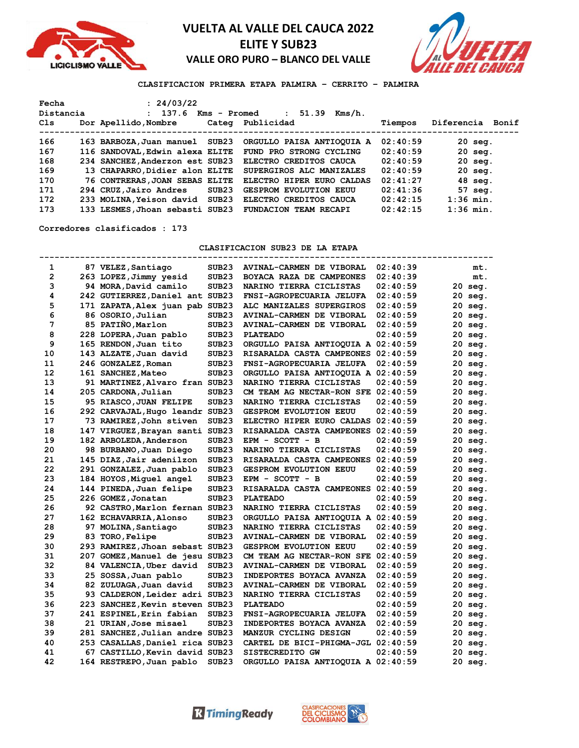# VUELTA AL VALLE DEL CAUCA 2022
## ELITE Y SUB23
### VALLE ORO PURO – BLANCO DEL VALLE

**CLASIFICACION PRIMERA ETAPA PALMIRA - CERRITO - PALMIRA**

Fecha : 24/03/22
Distancia : 137.6 Kms - Promed : 51.39 Kms/h.

| Cls | Dor | Apellido,Nombre | Categ | Publicidad | Tiempos | Diferencia | Bonif |
|---|---|---|---|---|---|---|---|
| 166 | 163 | BARBOZA,Juan manuel | SUB23 | ORGULLO PAISA ANTIOQUIA A | 02:40:59 | 20 seg. | |
| 167 | 116 | SANDOVAL,Edwin alexa | ELITE | FUND PRO STRONG CYCLING | 02:40:59 | 20 seg. | |
| 168 | 234 | SANCHEZ,Anderzon est | SUB23 | ELECTRO CREDITOS CAUCA | 02:40:59 | 20 seg. | |
| 169 | 13 | CHAPARRO,Didier alon | ELITE | SUPERGIROS ALC MANIZALES | 02:40:59 | 20 seg. | |
| 170 | 76 | CONTRERAS,JOAN SEBAS | ELITE | ELECTRO HIPER EURO CALDAS | 02:41:27 | 48 seg. | |
| 171 | 294 | CRUZ,Jairo Andres | SUB23 | GESPROM EVOLUTION EEUU | 02:41:36 | 57 seg. | |
| 172 | 233 | MOLINA,Yeison david | SUB23 | ELECTRO CREDITOS CAUCA | 02:42:15 | 1:36 min. | |
| 173 | 133 | LESMES,Jhoan sebasti | SUB23 | FUNDACION TEAM RECAPI | 02:42:15 | 1:36 min. | |

Corredores clasificados : 173

**CLASIFICACION SUB23 DE LA ETAPA**

| | | | | | | |
|---|---|---|---|---|---|---|
| 1 | 87 | VELEZ,Santiago | SUB23 | AVINAL-CARMEN DE VIBORAL | 02:40:39 | mt. |
| 2 | 263 | LOPEZ,Jimmy yesid | SUB23 | BOYACA RAZA DE CAMPEONES | 02:40:39 | mt. |
| 3 | 94 | MORA,David camilo | SUB23 | NARINO TIERRA CICLISTAS | 02:40:59 | 20 seg. |
| 4 | 242 | GUTIERREZ,Daniel ant | SUB23 | FNSI-AGROPECUARIA JELUFA | 02:40:59 | 20 seg. |
| 5 | 171 | ZAPATA,Alex juan pab | SUB23 | ALC MANIZALES SUPERGIROS | 02:40:59 | 20 seg. |
| 6 | 86 | OSORIO,Julian | SUB23 | AVINAL-CARMEN DE VIBORAL | 02:40:59 | 20 seg. |
| 7 | 85 | PATIÑO,Marlon | SUB23 | AVINAL-CARMEN DE VIBORAL | 02:40:59 | 20 seg. |
| 8 | 228 | LOPERA,Juan pablo | SUB23 | PLATEADO | 02:40:59 | 20 seg. |
| 9 | 165 | RENDON,Juan tito | SUB23 | ORGULLO PAISA ANTIOQUIA A | 02:40:59 | 20 seg. |
| 10 | 143 | ALZATE,Juan david | SUB23 | RISARALDA CASTA CAMPEONES | 02:40:59 | 20 seg. |
| 11 | 246 | GONZALEZ,Roman | SUB23 | FNSI-AGROPECUARIA JELUFA | 02:40:59 | 20 seg. |
| 12 | 161 | SANCHEZ,Mateo | SUB23 | ORGULLO PAISA ANTIOQUIA A | 02:40:59 | 20 seg. |
| 13 | 91 | MARTINEZ,Alvaro fran | SUB23 | NARINO TIERRA CICLISTAS | 02:40:59 | 20 seg. |
| 14 | 205 | CARDONA,Julian | SUB23 | CM TEAM AG NECTAR-RON SFE | 02:40:59 | 20 seg. |
| 15 | 95 | RIASCO,JUAN FELIPE | SUB23 | NARINO TIERRA CICLISTAS | 02:40:59 | 20 seg. |
| 16 | 292 | CARVAJAL,Hugo leandr | SUB23 | GESPROM EVOLUTION EEUU | 02:40:59 | 20 seg. |
| 17 | 73 | RAMIREZ,John stiven | SUB23 | ELECTRO HIPER EURO CALDAS | 02:40:59 | 20 seg. |
| 18 | 147 | VIRGUEZ,Brayan santi | SUB23 | RISARALDA CASTA CAMPEONES | 02:40:59 | 20 seg. |
| 19 | 182 | ARBOLEDA,Anderson | SUB23 | EPM - SCOTT - B | 02:40:59 | 20 seg. |
| 20 | 98 | BURBANO,Juan Diego | SUB23 | NARINO TIERRA CICLISTAS | 02:40:59 | 20 seg. |
| 21 | 145 | DIAZ,Jair adenilzon | SUB23 | RISARALDA CASTA CAMPEONES | 02:40:59 | 20 seg. |
| 22 | 291 | GONZALEZ,Juan pablo | SUB23 | GESPROM EVOLUTION EEUU | 02:40:59 | 20 seg. |
| 23 | 184 | HOYOS,Miguel angel | SUB23 | EPM - SCOTT - B | 02:40:59 | 20 seg. |
| 24 | 144 | PINEDA,Juan felipe | SUB23 | RISARALDA CASTA CAMPEONES | 02:40:59 | 20 seg. |
| 25 | 226 | GOMEZ,Jonatan | SUB23 | PLATEADO | 02:40:59 | 20 seg. |
| 26 | 92 | CASTRO,Marlon fernan | SUB23 | NARINO TIERRA CICLISTAS | 02:40:59 | 20 seg. |
| 27 | 162 | ECHAVARRIA,Alonso | SUB23 | ORGULLO PAISA ANTIOQUIA A | 02:40:59 | 20 seg. |
| 28 | 97 | MOLINA,Santiago | SUB23 | NARINO TIERRA CICLISTAS | 02:40:59 | 20 seg. |
| 29 | 83 | TORO,Felipe | SUB23 | AVINAL-CARMEN DE VIBORAL | 02:40:59 | 20 seg. |
| 30 | 293 | RAMIREZ,Jhoan sebast | SUB23 | GESPROM EVOLUTION EEUU | 02:40:59 | 20 seg. |
| 31 | 207 | GOMEZ,Manuel de jesu | SUB23 | CM TEAM AG NECTAR-RON SFE | 02:40:59 | 20 seg. |
| 32 | 84 | VALENCIA,Uber david | SUB23 | AVINAL-CARMEN DE VIBORAL | 02:40:59 | 20 seg. |
| 33 | 25 | SOSSA,Juan pablo | SUB23 | INDEPORTES BOYACA AVANZA | 02:40:59 | 20 seg. |
| 34 | 82 | ZULUAGA,Juan david | SUB23 | AVINAL-CARMEN DE VIBORAL | 02:40:59 | 20 seg. |
| 35 | 93 | CALDERON,Leider adri | SUB23 | NARINO TIERRA CICLISTAS | 02:40:59 | 20 seg. |
| 36 | 223 | SANCHEZ,Kevin steven | SUB23 | PLATEADO | 02:40:59 | 20 seg. |
| 37 | 241 | ESPINEL,Erin fabian | SUB23 | FNSI-AGROPECUARIA JELUFA | 02:40:59 | 20 seg. |
| 38 | 21 | URIAN,Jose misael | SUB23 | INDEPORTES BOYACA AVANZA | 02:40:59 | 20 seg. |
| 39 | 281 | SANCHEZ,Julian andre | SUB23 | MANZUR CYCLING DESIGN | 02:40:59 | 20 seg. |
| 40 | 253 | CASALLAS,Daniel rica | SUB23 | CARTEL DE BICI-PHIGMA-JGL | 02:40:59 | 20 seg. |
| 41 | 67 | CASTILLO,Kevin david | SUB23 | SISTECREDITO GW | 02:40:59 | 20 seg. |
| 42 | 164 | RESTREPO,Juan pablo | SUB23 | ORGULLO PAISA ANTIOQUIA A | 02:40:59 | 20 seg. |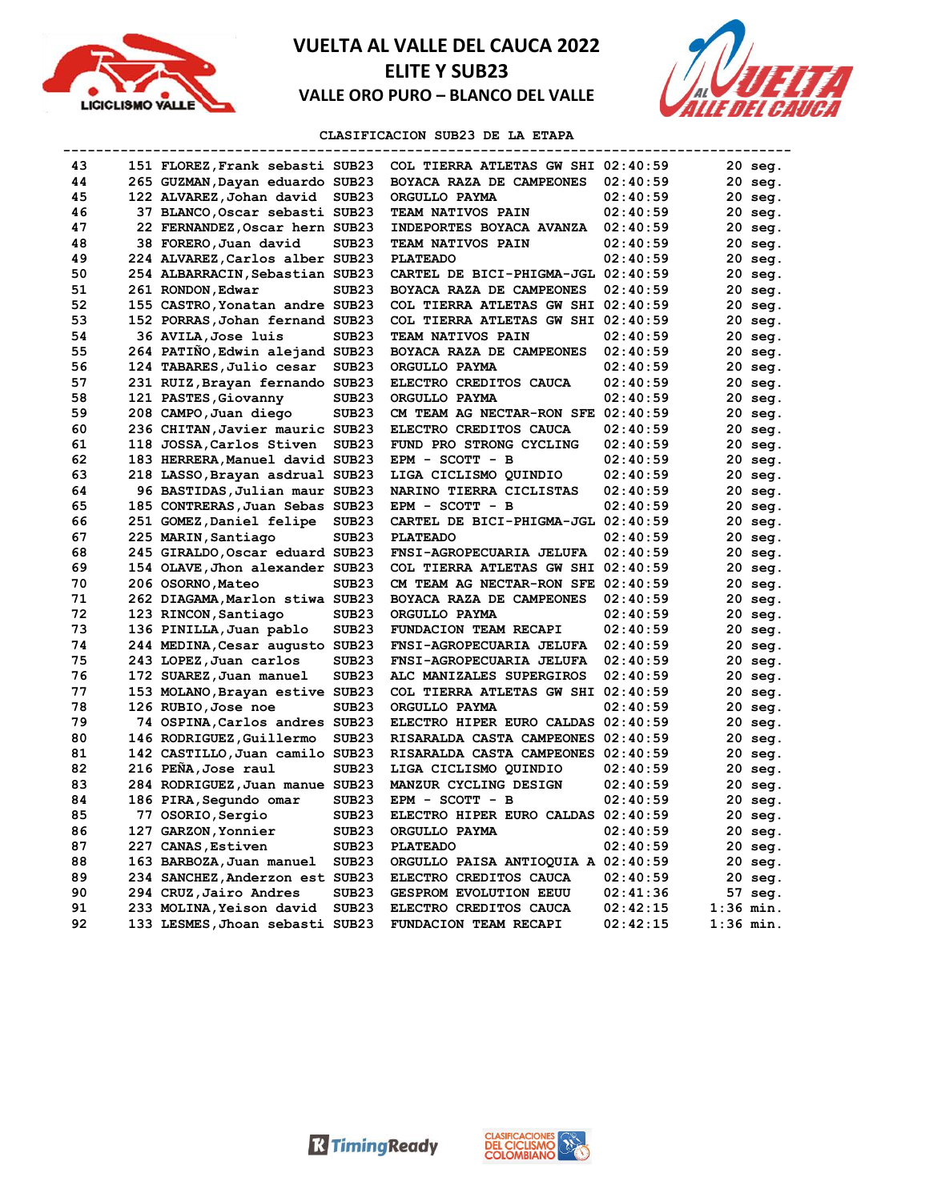# VUELTA AL VALLE DEL CAUCA 2022
## ELITE Y SUB23
### VALLE ORO PURO – BLANCO DEL VALLE

**CLASIFICACION SUB23 DE LA ETAPA**

| | | | | | | |
|---|---|---|---|---|---|---|
| 43 | 151 | FLOREZ,Frank sebasti | SUB23 | COL TIERRA ATLETAS GW SHI | 02:40:59 | 20 seg. |
| 44 | 265 | GUZMAN,Dayan eduardo | SUB23 | BOYACA RAZA DE CAMPEONES | 02:40:59 | 20 seg. |
| 45 | 122 | ALVAREZ,Johan david | SUB23 | ORGULLO PAYMA | 02:40:59 | 20 seg. |
| 46 | 37 | BLANCO,Oscar sebasti | SUB23 | TEAM NATIVOS PAIN | 02:40:59 | 20 seg. |
| 47 | 22 | FERNANDEZ,Oscar hern | SUB23 | INDEPORTES BOYACA AVANZA | 02:40:59 | 20 seg. |
| 48 | 38 | FORERO,Juan david | SUB23 | TEAM NATIVOS PAIN | 02:40:59 | 20 seg. |
| 49 | 224 | ALVAREZ,Carlos alber | SUB23 | PLATEADO | 02:40:59 | 20 seg. |
| 50 | 254 | ALBARRACIN,Sebastian | SUB23 | CARTEL DE BICI-PHIGMA-JGL | 02:40:59 | 20 seg. |
| 51 | 261 | RONDON,Edwar | SUB23 | BOYACA RAZA DE CAMPEONES | 02:40:59 | 20 seg. |
| 52 | 155 | CASTRO,Yonatan andre | SUB23 | COL TIERRA ATLETAS GW SHI | 02:40:59 | 20 seg. |
| 53 | 152 | PORRAS,Johan fernand | SUB23 | COL TIERRA ATLETAS GW SHI | 02:40:59 | 20 seg. |
| 54 | 36 | AVILA,Jose luis | SUB23 | TEAM NATIVOS PAIN | 02:40:59 | 20 seg. |
| 55 | 264 | PATIÑO,Edwin alejand | SUB23 | BOYACA RAZA DE CAMPEONES | 02:40:59 | 20 seg. |
| 56 | 124 | TABARES,Julio cesar | SUB23 | ORGULLO PAYMA | 02:40:59 | 20 seg. |
| 57 | 231 | RUIZ,Brayan fernando | SUB23 | ELECTRO CREDITOS CAUCA | 02:40:59 | 20 seg. |
| 58 | 121 | PASTES,Giovanny | SUB23 | ORGULLO PAYMA | 02:40:59 | 20 seg. |
| 59 | 208 | CAMPO,Juan diego | SUB23 | CM TEAM AG NECTAR-RON SFE | 02:40:59 | 20 seg. |
| 60 | 236 | CHITAN,Javier mauric | SUB23 | ELECTRO CREDITOS CAUCA | 02:40:59 | 20 seg. |
| 61 | 118 | JOSSA,Carlos Stiven | SUB23 | FUND PRO STRONG CYCLING | 02:40:59 | 20 seg. |
| 62 | 183 | HERRERA,Manuel david | SUB23 | EPM - SCOTT - B | 02:40:59 | 20 seg. |
| 63 | 218 | LASSO,Brayan asdrual | SUB23 | LIGA CICLISMO QUINDIO | 02:40:59 | 20 seg. |
| 64 | 96 | BASTIDAS,Julian maur | SUB23 | NARINO TIERRA CICLISTAS | 02:40:59 | 20 seg. |
| 65 | 185 | CONTRERAS,Juan Sebas | SUB23 | EPM - SCOTT - B | 02:40:59 | 20 seg. |
| 66 | 251 | GOMEZ,Daniel felipe | SUB23 | CARTEL DE BICI-PHIGMA-JGL | 02:40:59 | 20 seg. |
| 67 | 225 | MARIN,Santiago | SUB23 | PLATEADO | 02:40:59 | 20 seg. |
| 68 | 245 | GIRALDO,Oscar eduard | SUB23 | FNSI-AGROPECUARIA JELUFA | 02:40:59 | 20 seg. |
| 69 | 154 | OLAVE,Jhon alexander | SUB23 | COL TIERRA ATLETAS GW SHI | 02:40:59 | 20 seg. |
| 70 | 206 | OSORNO,Mateo | SUB23 | CM TEAM AG NECTAR-RON SFE | 02:40:59 | 20 seg. |
| 71 | 262 | DIAGAMA,Marlon stiwa | SUB23 | BOYACA RAZA DE CAMPEONES | 02:40:59 | 20 seg. |
| 72 | 123 | RINCON,Santiago | SUB23 | ORGULLO PAYMA | 02:40:59 | 20 seg. |
| 73 | 136 | PINILLA,Juan pablo | SUB23 | FUNDACION TEAM RECAPI | 02:40:59 | 20 seg. |
| 74 | 244 | MEDINA,Cesar augusto | SUB23 | FNSI-AGROPECUARIA JELUFA | 02:40:59 | 20 seg. |
| 75 | 243 | LOPEZ,Juan carlos | SUB23 | FNSI-AGROPECUARIA JELUFA | 02:40:59 | 20 seg. |
| 76 | 172 | SUAREZ,Juan manuel | SUB23 | ALC MANIZALES SUPERGIROS | 02:40:59 | 20 seg. |
| 77 | 153 | MOLANO,Brayan estive | SUB23 | COL TIERRA ATLETAS GW SHI | 02:40:59 | 20 seg. |
| 78 | 126 | RUBIO,Jose noe | SUB23 | ORGULLO PAYMA | 02:40:59 | 20 seg. |
| 79 | 74 | OSPINA,Carlos andres | SUB23 | ELECTRO HIPER EURO CALDAS | 02:40:59 | 20 seg. |
| 80 | 146 | RODRIGUEZ,Guillermo | SUB23 | RISARALDA CASTA CAMPEONES | 02:40:59 | 20 seg. |
| 81 | 142 | CASTILLO,Juan camilo | SUB23 | RISARALDA CASTA CAMPEONES | 02:40:59 | 20 seg. |
| 82 | 216 | PEÑA,Jose raul | SUB23 | LIGA CICLISMO QUINDIO | 02:40:59 | 20 seg. |
| 83 | 284 | RODRIGUEZ,Juan manue | SUB23 | MANZUR CYCLING DESIGN | 02:40:59 | 20 seg. |
| 84 | 186 | PIRA,Segundo omar | SUB23 | EPM - SCOTT - B | 02:40:59 | 20 seg. |
| 85 | 77 | OSORIO,Sergio | SUB23 | ELECTRO HIPER EURO CALDAS | 02:40:59 | 20 seg. |
| 86 | 127 | GARZON,Yonnier | SUB23 | ORGULLO PAYMA | 02:40:59 | 20 seg. |
| 87 | 227 | CANAS,Estiven | SUB23 | PLATEADO | 02:40:59 | 20 seg. |
| 88 | 163 | BARBOZA,Juan manuel | SUB23 | ORGULLO PAISA ANTIOQUIA A | 02:40:59 | 20 seg. |
| 89 | 234 | SANCHEZ,Anderzon est | SUB23 | ELECTRO CREDITOS CAUCA | 02:40:59 | 20 seg. |
| 90 | 294 | CRUZ,Jairo Andres | SUB23 | GESPROM EVOLUTION EEUU | 02:41:36 | 57 seg. |
| 91 | 233 | MOLINA,Yeison david | SUB23 | ELECTRO CREDITOS CAUCA | 02:42:15 | 1:36 min. |
| 92 | 133 | LESMES,Jhoan sebasti | SUB23 | FUNDACION TEAM RECAPI | 02:42:15 | 1:36 min. |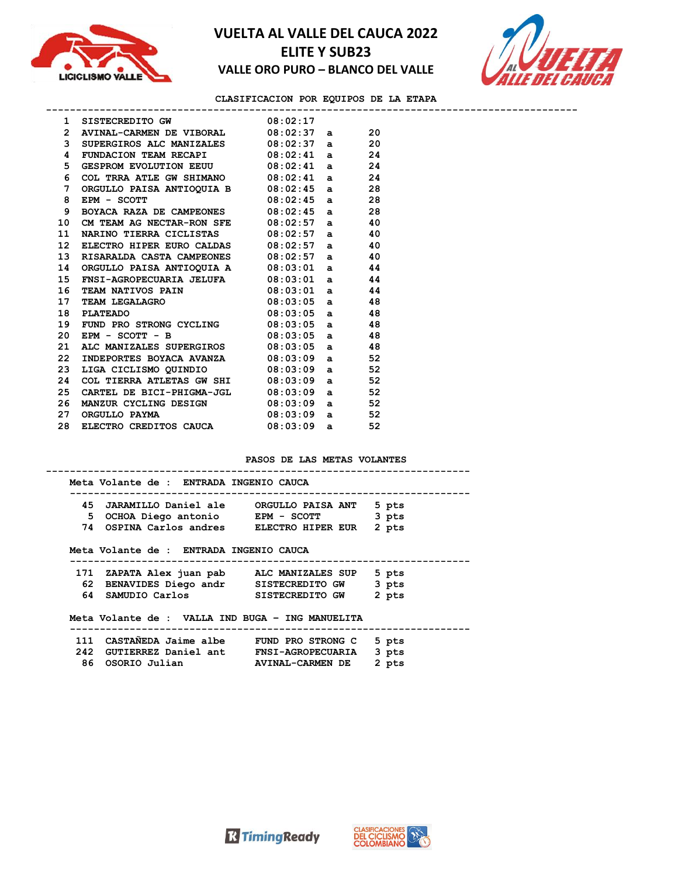# VUELTA AL VALLE DEL CAUCA 2022
## ELITE Y SUB23
### VALLE ORO PURO – BLANCO DEL VALLE

**CLASIFICACION POR EQUIPOS DE LA ETAPA**

| | | | | |
|---|---|---|---|---|
| 1 | SISTECREDITO GW | 08:02:17 | | |
| 2 | AVINAL-CARMEN DE VIBORAL | 08:02:37 | a | 20 |
| 3 | SUPERGIROS ALC MANIZALES | 08:02:37 | a | 20 |
| 4 | FUNDACION TEAM RECAPI | 08:02:41 | a | 24 |
| 5 | GESPROM EVOLUTION EEUU | 08:02:41 | a | 24 |
| 6 | COL TRRA ATLE GW SHIMANO | 08:02:41 | a | 24 |
| 7 | ORGULLO PAISA ANTIOQUIA B | 08:02:45 | a | 28 |
| 8 | EPM - SCOTT | 08:02:45 | a | 28 |
| 9 | BOYACA RAZA DE CAMPEONES | 08:02:45 | a | 28 |
| 10 | CM TEAM AG NECTAR-RON SFE | 08:02:57 | a | 40 |
| 11 | NARINO TIERRA CICLISTAS | 08:02:57 | a | 40 |
| 12 | ELECTRO HIPER EURO CALDAS | 08:02:57 | a | 40 |
| 13 | RISARALDA CASTA CAMPEONES | 08:02:57 | a | 40 |
| 14 | ORGULLO PAISA ANTIOQUIA A | 08:03:01 | a | 44 |
| 15 | FNSI-AGROPECUARIA JELUFA | 08:03:01 | a | 44 |
| 16 | TEAM NATIVOS PAIN | 08:03:01 | a | 44 |
| 17 | TEAM LEGALAGRO | 08:03:05 | a | 48 |
| 18 | PLATEADO | 08:03:05 | a | 48 |
| 19 | FUND PRO STRONG CYCLING | 08:03:05 | a | 48 |
| 20 | EPM - SCOTT - B | 08:03:05 | a | 48 |
| 21 | ALC MANIZALES SUPERGIROS | 08:03:05 | a | 48 |
| 22 | INDEPORTES BOYACA AVANZA | 08:03:09 | a | 52 |
| 23 | LIGA CICLISMO QUINDIO | 08:03:09 | a | 52 |
| 24 | COL TIERRA ATLETAS GW SHI | 08:03:09 | a | 52 |
| 25 | CARTEL DE BICI-PHIGMA-JGL | 08:03:09 | a | 52 |
| 26 | MANZUR CYCLING DESIGN | 08:03:09 | a | 52 |
| 27 | ORGULLO PAYMA | 08:03:09 | a | 52 |
| 28 | ELECTRO CREDITOS CAUCA | 08:03:09 | a | 52 |

**PASOS DE LAS METAS VOLANTES**

**Meta Volante de : ENTRADA INGENIO CAUCA**

| | | | |
|---|---|---|---|
| 45 | JARAMILLO Daniel ale | ORGULLO PAISA ANT | 5 pts |
| 5 | OCHOA Diego antonio | EPM - SCOTT | 3 pts |
| 74 | OSPINA Carlos andres | ELECTRO HIPER EUR | 2 pts |

**Meta Volante de : ENTRADA INGENIO CAUCA**

| | | | |
|---|---|---|---|
| 171 | ZAPATA Alex juan pab | ALC MANIZALES SUP | 5 pts |
| 62 | BENAVIDES Diego andr | SISTECREDITO GW | 3 pts |
| 64 | SAMUDIO Carlos | SISTECREDITO GW | 2 pts |

**Meta Volante de : VALLA IND BUGA - ING MANUELITA**

| | | | |
|---|---|---|---|
| 111 | CASTAÑEDA Jaime albe | FUND PRO STRONG C | 5 pts |
| 242 | GUTIERREZ Daniel ant | FNSI-AGROPECUARIA | 3 pts |
| 86 | OSORIO Julian | AVINAL-CARMEN DE | 2 pts |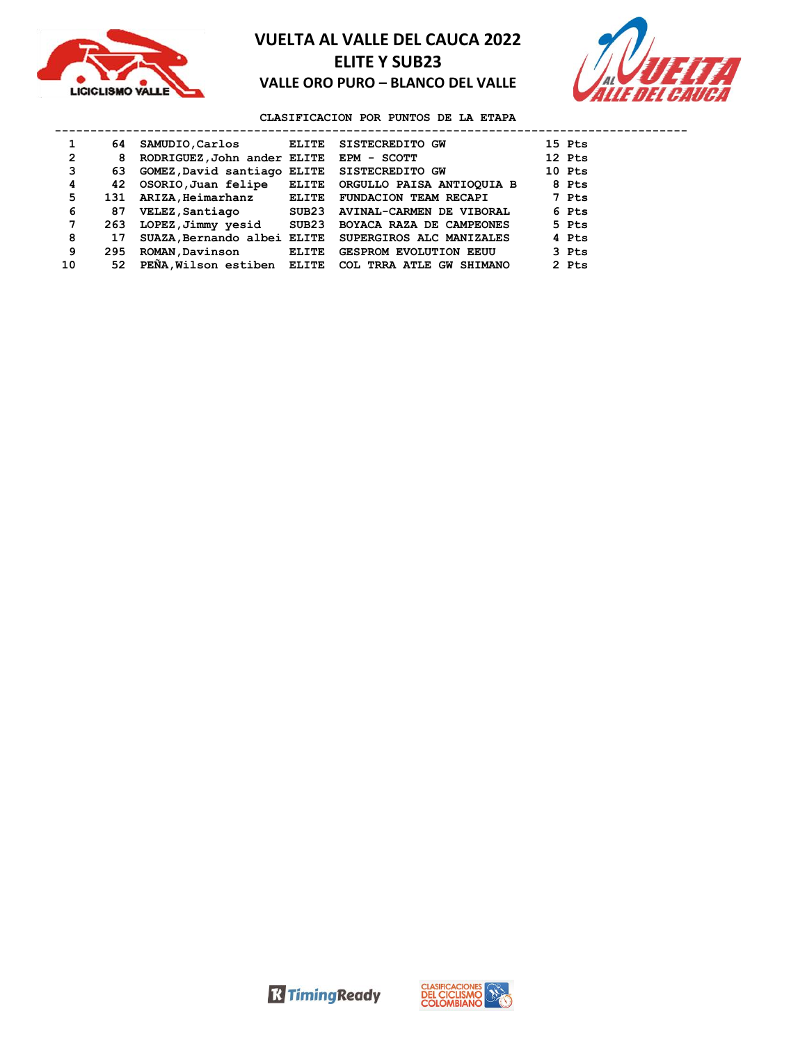# VUELTA AL VALLE DEL CAUCA 2022

## ELITE Y SUB23

### VALLE ORO PURO – BLANCO DEL VALLE

**CLASIFICACION POR PUNTOS DE LA ETAPA**

| | | | | | |
|---|---|---|---|---|---|
| 1 | 64 | SAMUDIO,Carlos | ELITE | SISTECREDITO GW | 15 Pts |
| 2 | 8 | RODRIGUEZ,John ander | ELITE | EPM - SCOTT | 12 Pts |
| 3 | 63 | GOMEZ,David santiago | ELITE | SISTECREDITO GW | 10 Pts |
| 4 | 42 | OSORIO,Juan felipe | ELITE | ORGULLO PAISA ANTIOQUIA B | 8 Pts |
| 5 | 131 | ARIZA,Heimarhanz | ELITE | FUNDACION TEAM RECAPI | 7 Pts |
| 6 | 87 | VELEZ,Santiago | SUB23 | AVINAL-CARMEN DE VIBORAL | 6 Pts |
| 7 | 263 | LOPEZ,Jimmy yesid | SUB23 | BOYACA RAZA DE CAMPEONES | 5 Pts |
| 8 | 17 | SUAZA,Bernando albei | ELITE | SUPERGIROS ALC MANIZALES | 4 Pts |
| 9 | 295 | ROMAN,Davinson | ELITE | GESPROM EVOLUTION EEUU | 3 Pts |
| 10 | 52 | PEÑA,Wilson estiben | ELITE | COL TRRA ATLE GW SHIMANO | 2 Pts |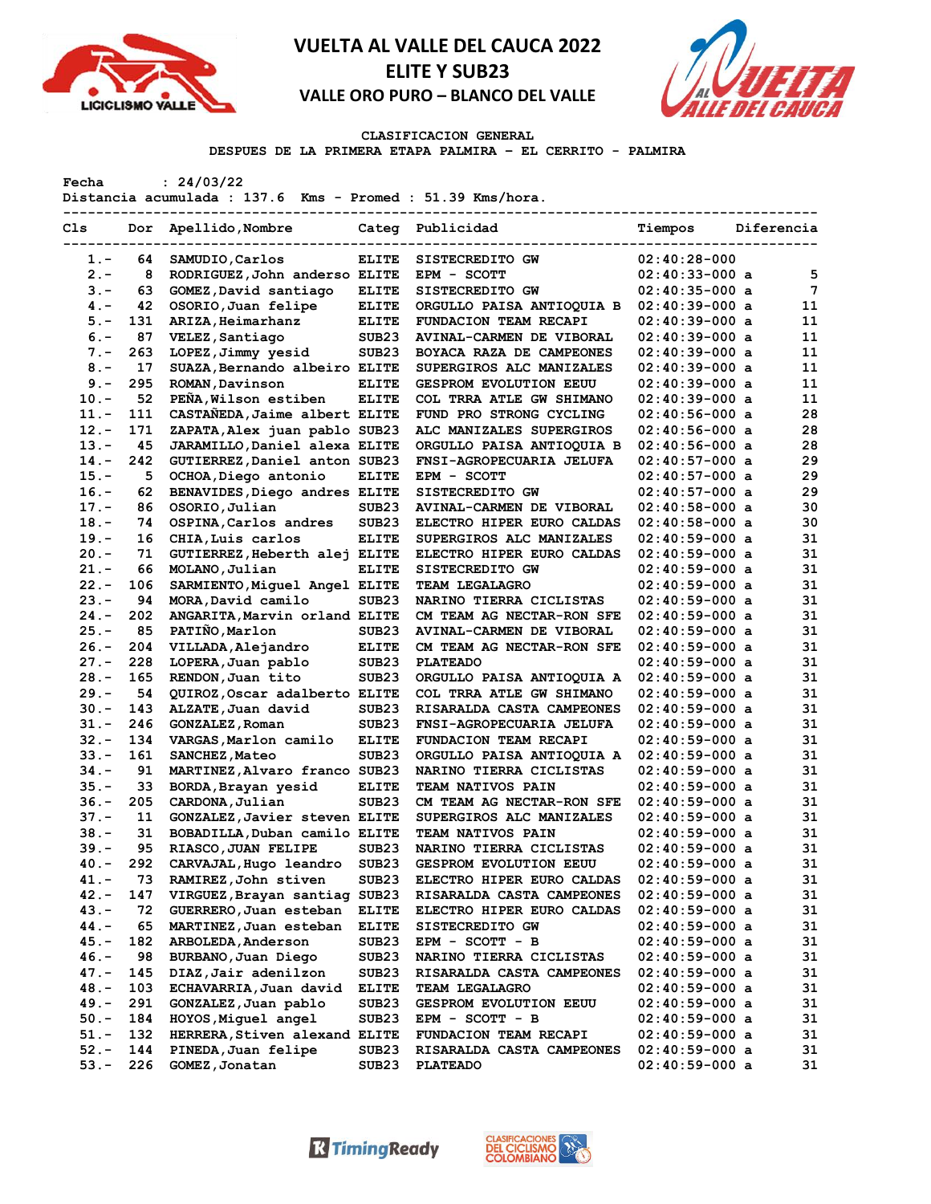# VUELTA AL VALLE DEL CAUCA 2022

## ELITE Y SUB23

### VALLE ORO PURO – BLANCO DEL VALLE

**CLASIFICACION GENERAL**

**DESPUES DE LA PRIMERA ETAPA PALMIRA – EL CERRITO - PALMIRA**

Fecha : 24/03/22
Distancia acumulada : 137.6 Kms - Promed : 51.39 Kms/hora.

| Cls | Dor | Apellido,Nombre | Categ | Publicidad | Tiempos | | Diferencia |
|---|---|---|---|---|---|---|---|
| 1.- | 64 | SAMUDIO,Carlos | ELITE | SISTECREDITO GW | 02:40:28-000 | | |
| 2.- | 8 | RODRIGUEZ,John anderso | ELITE | EPM - SCOTT | 02:40:33-000 | a | 5 |
| 3.- | 63 | GOMEZ,David santiago | ELITE | SISTECREDITO GW | 02:40:35-000 | a | 7 |
| 4.- | 42 | OSORIO,Juan felipe | ELITE | ORGULLO PAISA ANTIOQUIA B | 02:40:39-000 | a | 11 |
| 5.- | 131 | ARIZA,Heimarhanz | ELITE | FUNDACION TEAM RECAPI | 02:40:39-000 | a | 11 |
| 6.- | 87 | VELEZ,Santiago | SUB23 | AVINAL-CARMEN DE VIBORAL | 02:40:39-000 | a | 11 |
| 7.- | 263 | LOPEZ,Jimmy yesid | SUB23 | BOYACA RAZA DE CAMPEONES | 02:40:39-000 | a | 11 |
| 8.- | 17 | SUAZA,Bernando albeiro | ELITE | SUPERGIROS ALC MANIZALES | 02:40:39-000 | a | 11 |
| 9.- | 295 | ROMAN,Davinson | ELITE | GESPROM EVOLUTION EEUU | 02:40:39-000 | a | 11 |
| 10.- | 52 | PEÑA,Wilson estiben | ELITE | COL TRRA ATLE GW SHIMANO | 02:40:39-000 | a | 11 |
| 11.- | 111 | CASTAÑEDA,Jaime albert | ELITE | FUND PRO STRONG CYCLING | 02:40:56-000 | a | 28 |
| 12.- | 171 | ZAPATA,Alex juan pablo | SUB23 | ALC MANIZALES SUPERGIROS | 02:40:56-000 | a | 28 |
| 13.- | 45 | JARAMILLO,Daniel alexa | ELITE | ORGULLO PAISA ANTIOQUIA B | 02:40:56-000 | a | 28 |
| 14.- | 242 | GUTIERREZ,Daniel anton | SUB23 | FNSI-AGROPECUARIA JELUFA | 02:40:57-000 | a | 29 |
| 15.- | 5 | OCHOA,Diego antonio | ELITE | EPM - SCOTT | 02:40:57-000 | a | 29 |
| 16.- | 62 | BENAVIDES,Diego andres | ELITE | SISTECREDITO GW | 02:40:57-000 | a | 29 |
| 17.- | 86 | OSORIO,Julian | SUB23 | AVINAL-CARMEN DE VIBORAL | 02:40:58-000 | a | 30 |
| 18.- | 74 | OSPINA,Carlos andres | SUB23 | ELECTRO HIPER EURO CALDAS | 02:40:58-000 | a | 30 |
| 19.- | 16 | CHIA,Luis carlos | ELITE | SUPERGIROS ALC MANIZALES | 02:40:59-000 | a | 31 |
| 20.- | 71 | GUTIERREZ,Heberth alej | ELITE | ELECTRO HIPER EURO CALDAS | 02:40:59-000 | a | 31 |
| 21.- | 66 | MOLANO,Julian | ELITE | SISTECREDITO GW | 02:40:59-000 | a | 31 |
| 22.- | 106 | SARMIENTO,Miguel Angel | ELITE | TEAM LEGALAGRO | 02:40:59-000 | a | 31 |
| 23.- | 94 | MORA,David camilo | SUB23 | NARINO TIERRA CICLISTAS | 02:40:59-000 | a | 31 |
| 24.- | 202 | ANGARITA,Marvin orland | ELITE | CM TEAM AG NECTAR-RON SFE | 02:40:59-000 | a | 31 |
| 25.- | 85 | PATIÑO,Marlon | SUB23 | AVINAL-CARMEN DE VIBORAL | 02:40:59-000 | a | 31 |
| 26.- | 204 | VILLADA,Alejandro | ELITE | CM TEAM AG NECTAR-RON SFE | 02:40:59-000 | a | 31 |
| 27.- | 228 | LOPERA,Juan pablo | SUB23 | PLATEADO | 02:40:59-000 | a | 31 |
| 28.- | 165 | RENDON,Juan tito | SUB23 | ORGULLO PAISA ANTIOQUIA A | 02:40:59-000 | a | 31 |
| 29.- | 54 | QUIROZ,Oscar adalberto | ELITE | COL TRRA ATLE GW SHIMANO | 02:40:59-000 | a | 31 |
| 30.- | 143 | ALZATE,Juan david | SUB23 | RISARALDA CASTA CAMPEONES | 02:40:59-000 | a | 31 |
| 31.- | 246 | GONZALEZ,Roman | SUB23 | FNSI-AGROPECUARIA JELUFA | 02:40:59-000 | a | 31 |
| 32.- | 134 | VARGAS,Marlon camilo | ELITE | FUNDACION TEAM RECAPI | 02:40:59-000 | a | 31 |
| 33.- | 161 | SANCHEZ,Mateo | SUB23 | ORGULLO PAISA ANTIOQUIA A | 02:40:59-000 | a | 31 |
| 34.- | 91 | MARTINEZ,Alvaro franco | SUB23 | NARINO TIERRA CICLISTAS | 02:40:59-000 | a | 31 |
| 35.- | 33 | BORDA,Brayan yesid | ELITE | TEAM NATIVOS PAIN | 02:40:59-000 | a | 31 |
| 36.- | 205 | CARDONA,Julian | SUB23 | CM TEAM AG NECTAR-RON SFE | 02:40:59-000 | a | 31 |
| 37.- | 11 | GONZALEZ,Javier steven | ELITE | SUPERGIROS ALC MANIZALES | 02:40:59-000 | a | 31 |
| 38.- | 31 | BOBADILLA,Duban camilo | ELITE | TEAM NATIVOS PAIN | 02:40:59-000 | a | 31 |
| 39.- | 95 | RIASCO,JUAN FELIPE | SUB23 | NARINO TIERRA CICLISTAS | 02:40:59-000 | a | 31 |
| 40.- | 292 | CARVAJAL,Hugo leandro | SUB23 | GESPROM EVOLUTION EEUU | 02:40:59-000 | a | 31 |
| 41.- | 73 | RAMIREZ,John stiven | SUB23 | ELECTRO HIPER EURO CALDAS | 02:40:59-000 | a | 31 |
| 42.- | 147 | VIRGUEZ,Brayan santiag | SUB23 | RISARALDA CASTA CAMPEONES | 02:40:59-000 | a | 31 |
| 43.- | 72 | GUERRERO,Juan esteban | ELITE | ELECTRO HIPER EURO CALDAS | 02:40:59-000 | a | 31 |
| 44.- | 65 | MARTINEZ,Juan esteban | ELITE | SISTECREDITO GW | 02:40:59-000 | a | 31 |
| 45.- | 182 | ARBOLEDA,Anderson | SUB23 | EPM - SCOTT - B | 02:40:59-000 | a | 31 |
| 46.- | 98 | BURBANO,Juan Diego | SUB23 | NARINO TIERRA CICLISTAS | 02:40:59-000 | a | 31 |
| 47.- | 145 | DIAZ,Jair adenilzon | SUB23 | RISARALDA CASTA CAMPEONES | 02:40:59-000 | a | 31 |
| 48.- | 103 | ECHAVARRIA,Juan david | ELITE | TEAM LEGALAGRO | 02:40:59-000 | a | 31 |
| 49.- | 291 | GONZALEZ,Juan pablo | SUB23 | GESPROM EVOLUTION EEUU | 02:40:59-000 | a | 31 |
| 50.- | 184 | HOYOS,Miguel angel | SUB23 | EPM - SCOTT - B | 02:40:59-000 | a | 31 |
| 51.- | 132 | HERRERA,Stiven alexand | ELITE | FUNDACION TEAM RECAPI | 02:40:59-000 | a | 31 |
| 52.- | 144 | PINEDA,Juan felipe | SUB23 | RISARALDA CASTA CAMPEONES | 02:40:59-000 | a | 31 |
| 53.- | 226 | GOMEZ,Jonatan | SUB23 | PLATEADO | 02:40:59-000 | a | 31 |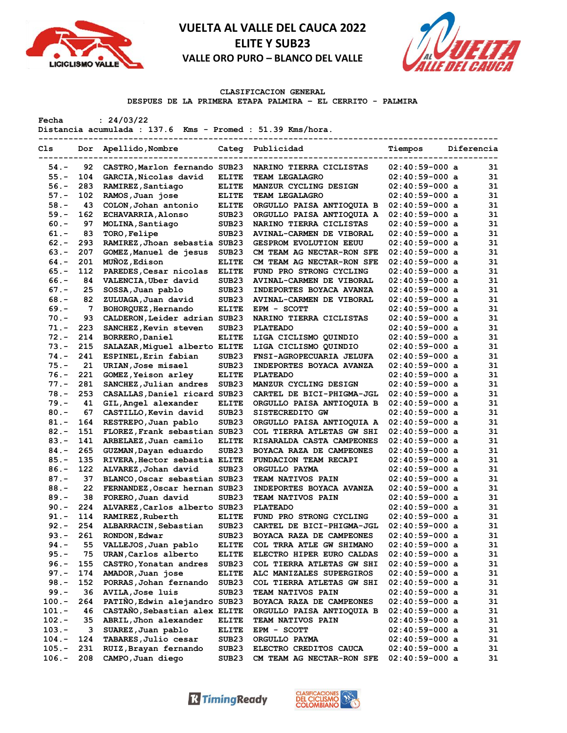# VUELTA AL VALLE DEL CAUCA 2022
## ELITE Y SUB23
### VALLE ORO PURO – BLANCO DEL VALLE

**CLASIFICACION GENERAL**
**DESPUES DE LA PRIMERA ETAPA PALMIRA - EL CERRITO - PALMIRA**

Fecha : 24/03/22
Distancia acumulada : 137.6 Kms - Promed : 51.39 Kms/hora.

| Cls | Dor | Apellido,Nombre | Categ | Publicidad | Tiempos | Diferencia |
|---|---|---|---|---|---|---|
| 54.- | 92 | CASTRO,Marlon fernando | SUB23 | NARINO TIERRA CICLISTAS | 02:40:59-000 a | 31 |
| 55.- | 104 | GARCIA,Nicolas david | ELITE | TEAM LEGALAGRO | 02:40:59-000 a | 31 |
| 56.- | 283 | RAMIREZ,Santiago | ELITE | MANZUR CYCLING DESIGN | 02:40:59-000 a | 31 |
| 57.- | 102 | RAMOS,Juan jose | ELITE | TEAM LEGALAGRO | 02:40:59-000 a | 31 |
| 58.- | 43 | COLON,Johan antonio | ELITE | ORGULLO PAISA ANTIOQUIA B | 02:40:59-000 a | 31 |
| 59.- | 162 | ECHAVARRIA,Alonso | SUB23 | ORGULLO PAISA ANTIOQUIA A | 02:40:59-000 a | 31 |
| 60.- | 97 | MOLINA,Santiago | SUB23 | NARINO TIERRA CICLISTAS | 02:40:59-000 a | 31 |
| 61.- | 83 | TORO,Felipe | SUB23 | AVINAL-CARMEN DE VIBORAL | 02:40:59-000 a | 31 |
| 62.- | 293 | RAMIREZ,Jhoan sebastia | SUB23 | GESPROM EVOLUTION EEUU | 02:40:59-000 a | 31 |
| 63.- | 207 | GOMEZ,Manuel de jesus | SUB23 | CM TEAM AG NECTAR-RON SFE | 02:40:59-000 a | 31 |
| 64.- | 201 | MUÑOZ,Edison | ELITE | CM TEAM AG NECTAR-RON SFE | 02:40:59-000 a | 31 |
| 65.- | 112 | PAREDES,Cesar nicolas | ELITE | FUND PRO STRONG CYCLING | 02:40:59-000 a | 31 |
| 66.- | 84 | VALENCIA,Uber david | SUB23 | AVINAL-CARMEN DE VIBORAL | 02:40:59-000 a | 31 |
| 67.- | 25 | SOSSA,Juan pablo | SUB23 | INDEPORTES BOYACA AVANZA | 02:40:59-000 a | 31 |
| 68.- | 82 | ZULUAGA,Juan david | SUB23 | AVINAL-CARMEN DE VIBORAL | 02:40:59-000 a | 31 |
| 69.- | 7 | BOHORQUEZ,Hernando | ELITE | EPM - SCOTT | 02:40:59-000 a | 31 |
| 70.- | 93 | CALDERON,Leider adrian | SUB23 | NARINO TIERRA CICLISTAS | 02:40:59-000 a | 31 |
| 71.- | 223 | SANCHEZ,Kevin steven | SUB23 | PLATEADO | 02:40:59-000 a | 31 |
| 72.- | 214 | BORRERO,Daniel | ELITE | LIGA CICLISMO QUINDIO | 02:40:59-000 a | 31 |
| 73.- | 215 | SALAZAR,Miguel alberto | ELITE | LIGA CICLISMO QUINDIO | 02:40:59-000 a | 31 |
| 74.- | 241 | ESPINEL,Erin fabian | SUB23 | FNSI-AGROPECUARIA JELUFA | 02:40:59-000 a | 31 |
| 75.- | 21 | URIAN,Jose misael | SUB23 | INDEPORTES BOYACA AVANZA | 02:40:59-000 a | 31 |
| 76.- | 221 | GOMEZ,Yeison arley | ELITE | PLATEADO | 02:40:59-000 a | 31 |
| 77.- | 281 | SANCHEZ,Julian andres | SUB23 | MANZUR CYCLING DESIGN | 02:40:59-000 a | 31 |
| 78.- | 253 | CASALLAS,Daniel ricard | SUB23 | CARTEL DE BICI-PHIGMA-JGL | 02:40:59-000 a | 31 |
| 79.- | 41 | GIL,Angel alexander | ELITE | ORGULLO PAISA ANTIOQUIA B | 02:40:59-000 a | 31 |
| 80.- | 67 | CASTILLO,Kevin david | SUB23 | SISTECREDITO GW | 02:40:59-000 a | 31 |
| 81.- | 164 | RESTREPO,Juan pablo | SUB23 | ORGULLO PAISA ANTIOQUIA A | 02:40:59-000 a | 31 |
| 82.- | 151 | FLOREZ,Frank sebastian | SUB23 | COL TIERRA ATLETAS GW SHI | 02:40:59-000 a | 31 |
| 83.- | 141 | ARBELAEZ,Juan camilo | ELITE | RISARALDA CASTA CAMPEONES | 02:40:59-000 a | 31 |
| 84.- | 265 | GUZMAN,Dayan eduardo | SUB23 | BOYACA RAZA DE CAMPEONES | 02:40:59-000 a | 31 |
| 85.- | 135 | RIVERA,Hector sebastia | ELITE | FUNDACION TEAM RECAPI | 02:40:59-000 a | 31 |
| 86.- | 122 | ALVAREZ,Johan david | SUB23 | ORGULLO PAYMA | 02:40:59-000 a | 31 |
| 87.- | 37 | BLANCO,Oscar sebastian | SUB23 | TEAM NATIVOS PAIN | 02:40:59-000 a | 31 |
| 88.- | 22 | FERNANDEZ,Oscar hernan | SUB23 | INDEPORTES BOYACA AVANZA | 02:40:59-000 a | 31 |
| 89.- | 38 | FORERO,Juan david | SUB23 | TEAM NATIVOS PAIN | 02:40:59-000 a | 31 |
| 90.- | 224 | ALVAREZ,Carlos alberto | SUB23 | PLATEADO | 02:40:59-000 a | 31 |
| 91.- | 114 | RAMIREZ,Ruberth | ELITE | FUND PRO STRONG CYCLING | 02:40:59-000 a | 31 |
| 92.- | 254 | ALBARRACIN,Sebastian | SUB23 | CARTEL DE BICI-PHIGMA-JGL | 02:40:59-000 a | 31 |
| 93.- | 261 | RONDON,Edwar | SUB23 | BOYACA RAZA DE CAMPEONES | 02:40:59-000 a | 31 |
| 94.- | 55 | VALLEJOS,Juan pablo | ELITE | COL TRRA ATLE GW SHIMANO | 02:40:59-000 a | 31 |
| 95.- | 75 | URAN,Carlos alberto | ELITE | ELECTRO HIPER EURO CALDAS | 02:40:59-000 a | 31 |
| 96.- | 155 | CASTRO,Yonatan andres | SUB23 | COL TIERRA ATLETAS GW SHI | 02:40:59-000 a | 31 |
| 97.- | 174 | AMADOR,Juan jose | ELITE | ALC MANIZALES SUPERGIROS | 02:40:59-000 a | 31 |
| 98.- | 152 | PORRAS,Johan fernando | SUB23 | COL TIERRA ATLETAS GW SHI | 02:40:59-000 a | 31 |
| 99.- | 36 | AVILA,Jose luis | SUB23 | TEAM NATIVOS PAIN | 02:40:59-000 a | 31 |
| 100.- | 264 | PATIÑO,Edwin alejandro | SUB23 | BOYACA RAZA DE CAMPEONES | 02:40:59-000 a | 31 |
| 101.- | 46 | CASTAÑO,Sebastian alex | ELITE | ORGULLO PAISA ANTIOQUIA B | 02:40:59-000 a | 31 |
| 102.- | 35 | ABRIL,Jhon alexander | ELITE | TEAM NATIVOS PAIN | 02:40:59-000 a | 31 |
| 103.- | 3 | SUAREZ,Juan pablo | ELITE | EPM - SCOTT | 02:40:59-000 a | 31 |
| 104.- | 124 | TABARES,Julio cesar | SUB23 | ORGULLO PAYMA | 02:40:59-000 a | 31 |
| 105.- | 231 | RUIZ,Brayan fernando | SUB23 | ELECTRO CREDITOS CAUCA | 02:40:59-000 a | 31 |
| 106.- | 208 | CAMPO,Juan diego | SUB23 | CM TEAM AG NECTAR-RON SFE | 02:40:59-000 a | 31 |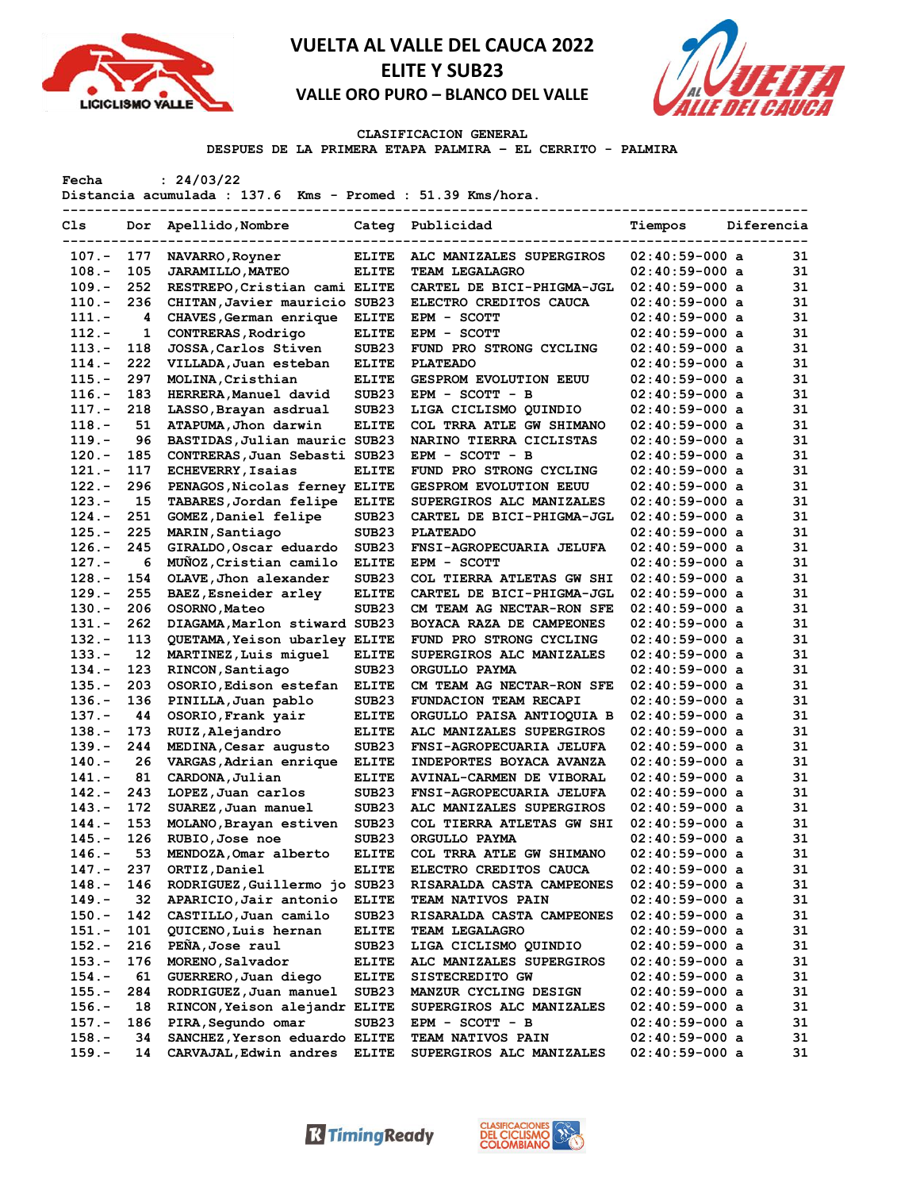# VUELTA AL VALLE DEL CAUCA 2022
## ELITE Y SUB23
### VALLE ORO PURO – BLANCO DEL VALLE

**CLASIFICACION GENERAL**
**DESPUES DE LA PRIMERA ETAPA PALMIRA – EL CERRITO - PALMIRA**

Fecha : 24/03/22
Distancia acumulada : 137.6 Kms - Promed : 51.39 Kms/hora.

| Cls | Dor | Apellido,Nombre | Categ | Publicidad | Tiempos | Diferencia |
|---|---|---|---|---|---|---|
| 107.- | 177 | NAVARRO,Royner | ELITE | ALC MANIZALES SUPERGIROS | 02:40:59-000 a | 31 |
| 108.- | 105 | JARAMILLO,MATEO | ELITE | TEAM LEGALAGRO | 02:40:59-000 a | 31 |
| 109.- | 252 | RESTREPO,Cristian cami | ELITE | CARTEL DE BICI-PHIGMA-JGL | 02:40:59-000 a | 31 |
| 110.- | 236 | CHITAN,Javier mauricio | SUB23 | ELECTRO CREDITOS CAUCA | 02:40:59-000 a | 31 |
| 111.- | 4 | CHAVES,German enrique | ELITE | EPM - SCOTT | 02:40:59-000 a | 31 |
| 112.- | 1 | CONTRERAS,Rodrigo | ELITE | EPM - SCOTT | 02:40:59-000 a | 31 |
| 113.- | 118 | JOSSA,Carlos Stiven | SUB23 | FUND PRO STRONG CYCLING | 02:40:59-000 a | 31 |
| 114.- | 222 | VILLADA,Juan esteban | ELITE | PLATEADO | 02:40:59-000 a | 31 |
| 115.- | 297 | MOLINA,Cristhian | ELITE | GESPROM EVOLUTION EEUU | 02:40:59-000 a | 31 |
| 116.- | 183 | HERRERA,Manuel david | SUB23 | EPM - SCOTT - B | 02:40:59-000 a | 31 |
| 117.- | 218 | LASSO,Brayan asdrual | SUB23 | LIGA CICLISMO QUINDIO | 02:40:59-000 a | 31 |
| 118.- | 51 | ATAPUMA,Jhon darwin | ELITE | COL TRRA ATLE GW SHIMANO | 02:40:59-000 a | 31 |
| 119.- | 96 | BASTIDAS,Julian mauric | SUB23 | NARINO TIERRA CICLISTAS | 02:40:59-000 a | 31 |
| 120.- | 185 | CONTRERAS,Juan Sebasti | SUB23 | EPM - SCOTT - B | 02:40:59-000 a | 31 |
| 121.- | 117 | ECHEVERRY,Isaias | ELITE | FUND PRO STRONG CYCLING | 02:40:59-000 a | 31 |
| 122.- | 296 | PENAGOS,Nicolas ferney | ELITE | GESPROM EVOLUTION EEUU | 02:40:59-000 a | 31 |
| 123.- | 15 | TABARES,Jordan felipe | ELITE | SUPERGIROS ALC MANIZALES | 02:40:59-000 a | 31 |
| 124.- | 251 | GOMEZ,Daniel felipe | SUB23 | CARTEL DE BICI-PHIGMA-JGL | 02:40:59-000 a | 31 |
| 125.- | 225 | MARIN,Santiago | SUB23 | PLATEADO | 02:40:59-000 a | 31 |
| 126.- | 245 | GIRALDO,Oscar eduardo | SUB23 | FNSI-AGROPECUARIA JELUFA | 02:40:59-000 a | 31 |
| 127.- | 6 | MUÑOZ,Cristian camilo | ELITE | EPM - SCOTT | 02:40:59-000 a | 31 |
| 128.- | 154 | OLAVE,Jhon alexander | SUB23 | COL TIERRA ATLETAS GW SHI | 02:40:59-000 a | 31 |
| 129.- | 255 | BAEZ,Esneider arley | ELITE | CARTEL DE BICI-PHIGMA-JGL | 02:40:59-000 a | 31 |
| 130.- | 206 | OSORNO,Mateo | SUB23 | CM TEAM AG NECTAR-RON SFE | 02:40:59-000 a | 31 |
| 131.- | 262 | DIAGAMA,Marlon stiward | SUB23 | BOYACA RAZA DE CAMPEONES | 02:40:59-000 a | 31 |
| 132.- | 113 | QUETAMA,Yeison ubarley | ELITE | FUND PRO STRONG CYCLING | 02:40:59-000 a | 31 |
| 133.- | 12 | MARTINEZ,Luis miguel | ELITE | SUPERGIROS ALC MANIZALES | 02:40:59-000 a | 31 |
| 134.- | 123 | RINCON,Santiago | SUB23 | ORGULLO PAYMA | 02:40:59-000 a | 31 |
| 135.- | 203 | OSORIO,Edison estefan | ELITE | CM TEAM AG NECTAR-RON SFE | 02:40:59-000 a | 31 |
| 136.- | 136 | PINILLA,Juan pablo | SUB23 | FUNDACION TEAM RECAPI | 02:40:59-000 a | 31 |
| 137.- | 44 | OSORIO,Frank yair | ELITE | ORGULLO PAISA ANTIOQUIA B | 02:40:59-000 a | 31 |
| 138.- | 173 | RUIZ,Alejandro | ELITE | ALC MANIZALES SUPERGIROS | 02:40:59-000 a | 31 |
| 139.- | 244 | MEDINA,Cesar augusto | SUB23 | FNSI-AGROPECUARIA JELUFA | 02:40:59-000 a | 31 |
| 140.- | 26 | VARGAS,Adrian enrique | ELITE | INDEPORTES BOYACA AVANZA | 02:40:59-000 a | 31 |
| 141.- | 81 | CARDONA,Julian | ELITE | AVINAL-CARMEN DE VIBORAL | 02:40:59-000 a | 31 |
| 142.- | 243 | LOPEZ,Juan carlos | SUB23 | FNSI-AGROPECUARIA JELUFA | 02:40:59-000 a | 31 |
| 143.- | 172 | SUAREZ,Juan manuel | SUB23 | ALC MANIZALES SUPERGIROS | 02:40:59-000 a | 31 |
| 144.- | 153 | MOLANO,Brayan estiven | SUB23 | COL TIERRA ATLETAS GW SHI | 02:40:59-000 a | 31 |
| 145.- | 126 | RUBIO,Jose noe | SUB23 | ORGULLO PAYMA | 02:40:59-000 a | 31 |
| 146.- | 53 | MENDOZA,Omar alberto | ELITE | COL TRRA ATLE GW SHIMANO | 02:40:59-000 a | 31 |
| 147.- | 237 | ORTIZ,Daniel | ELITE | ELECTRO CREDITOS CAUCA | 02:40:59-000 a | 31 |
| 148.- | 146 | RODRIGUEZ,Guillermo jo | SUB23 | RISARALDA CASTA CAMPEONES | 02:40:59-000 a | 31 |
| 149.- | 32 | APARICIO,Jair antonio | ELITE | TEAM NATIVOS PAIN | 02:40:59-000 a | 31 |
| 150.- | 142 | CASTILLO,Juan camilo | SUB23 | RISARALDA CASTA CAMPEONES | 02:40:59-000 a | 31 |
| 151.- | 101 | QUICENO,Luis hernan | ELITE | TEAM LEGALAGRO | 02:40:59-000 a | 31 |
| 152.- | 216 | PEÑA,Jose raul | SUB23 | LIGA CICLISMO QUINDIO | 02:40:59-000 a | 31 |
| 153.- | 176 | MORENO,Salvador | ELITE | ALC MANIZALES SUPERGIROS | 02:40:59-000 a | 31 |
| 154.- | 61 | GUERRERO,Juan diego | ELITE | SISTECREDITO GW | 02:40:59-000 a | 31 |
| 155.- | 284 | RODRIGUEZ,Juan manuel | SUB23 | MANZUR CYCLING DESIGN | 02:40:59-000 a | 31 |
| 156.- | 18 | RINCON,Yeison alejandr | ELITE | SUPERGIROS ALC MANIZALES | 02:40:59-000 a | 31 |
| 157.- | 186 | PIRA,Segundo omar | SUB23 | EPM - SCOTT - B | 02:40:59-000 a | 31 |
| 158.- | 34 | SANCHEZ,Yerson eduardo | ELITE | TEAM NATIVOS PAIN | 02:40:59-000 a | 31 |
| 159.- | 14 | CARVAJAL,Edwin andres | ELITE | SUPERGIROS ALC MANIZALES | 02:40:59-000 a | 31 |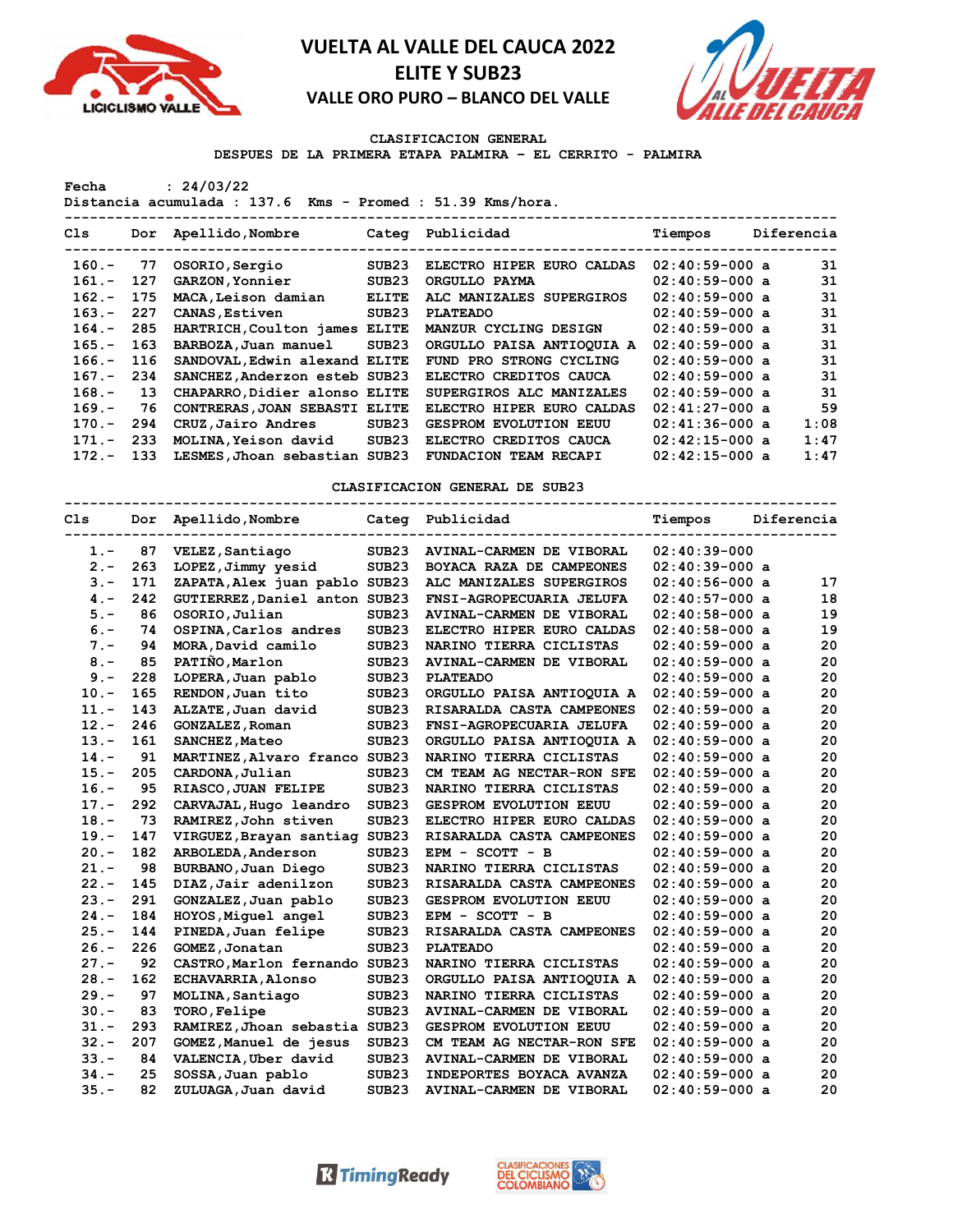# VUELTA AL VALLE DEL CAUCA 2022
## ELITE Y SUB23
### VALLE ORO PURO – BLANCO DEL VALLE

CLASIFICACION GENERAL

DESPUES DE LA PRIMERA ETAPA PALMIRA - EL CERRITO - PALMIRA

Fecha : 24/03/22

Distancia acumulada : 137.6 Kms - Promed : 51.39 Kms/hora.

| Cls | Dor | Apellido,Nombre | Categ | Publicidad | Tiempos | Diferencia |
|---|---|---|---|---|---|---|
| 160.- | 77 | OSORIO,Sergio | SUB23 | ELECTRO HIPER EURO CALDAS | 02:40:59-000 a | 31 |
| 161.- | 127 | GARZON,Yonnier | SUB23 | ORGULLO PAYMA | 02:40:59-000 a | 31 |
| 162.- | 175 | MACA,Leison damian | ELITE | ALC MANIZALES SUPERGIROS | 02:40:59-000 a | 31 |
| 163.- | 227 | CANAS,Estiven | SUB23 | PLATEADO | 02:40:59-000 a | 31 |
| 164.- | 285 | HARTRICH,Coulton james | ELITE | MANZUR CYCLING DESIGN | 02:40:59-000 a | 31 |
| 165.- | 163 | BARBOZA,Juan manuel | SUB23 | ORGULLO PAISA ANTIOQUIA A | 02:40:59-000 a | 31 |
| 166.- | 116 | SANDOVAL,Edwin alexand | ELITE | FUND PRO STRONG CYCLING | 02:40:59-000 a | 31 |
| 167.- | 234 | SANCHEZ,Anderzon esteb | SUB23 | ELECTRO CREDITOS CAUCA | 02:40:59-000 a | 31 |
| 168.- | 13 | CHAPARRO,Didier alonso | ELITE | SUPERGIROS ALC MANIZALES | 02:40:59-000 a | 31 |
| 169.- | 76 | CONTRERAS,JOAN SEBASTI | ELITE | ELECTRO HIPER EURO CALDAS | 02:41:27-000 a | 59 |
| 170.- | 294 | CRUZ,Jairo Andres | SUB23 | GESPROM EVOLUTION EEUU | 02:41:36-000 a | 1:08 |
| 171.- | 233 | MOLINA,Yeison david | SUB23 | ELECTRO CREDITOS CAUCA | 02:42:15-000 a | 1:47 |
| 172.- | 133 | LESMES,Jhoan sebastian | SUB23 | FUNDACION TEAM RECAPI | 02:42:15-000 a | 1:47 |

CLASIFICACION GENERAL DE SUB23

| Cls | Dor | Apellido,Nombre | Categ | Publicidad | Tiempos | Diferencia |
|---|---|---|---|---|---|---|
| 1.- | 87 | VELEZ,Santiago | SUB23 | AVINAL-CARMEN DE VIBORAL | 02:40:39-000 | |
| 2.- | 263 | LOPEZ,Jimmy yesid | SUB23 | BOYACA RAZA DE CAMPEONES | 02:40:39-000 a | |
| 3.- | 171 | ZAPATA,Alex juan pablo | SUB23 | ALC MANIZALES SUPERGIROS | 02:40:56-000 a | 17 |
| 4.- | 242 | GUTIERREZ,Daniel anton | SUB23 | FNSI-AGROPECUARIA JELUFA | 02:40:57-000 a | 18 |
| 5.- | 86 | OSORIO,Julian | SUB23 | AVINAL-CARMEN DE VIBORAL | 02:40:58-000 a | 19 |
| 6.- | 74 | OSPINA,Carlos andres | SUB23 | ELECTRO HIPER EURO CALDAS | 02:40:58-000 a | 19 |
| 7.- | 94 | MORA,David camilo | SUB23 | NARINO TIERRA CICLISTAS | 02:40:59-000 a | 20 |
| 8.- | 85 | PATIÑO,Marlon | SUB23 | AVINAL-CARMEN DE VIBORAL | 02:40:59-000 a | 20 |
| 9.- | 228 | LOPERA,Juan pablo | SUB23 | PLATEADO | 02:40:59-000 a | 20 |
| 10.- | 165 | RENDON,Juan tito | SUB23 | ORGULLO PAISA ANTIOQUIA A | 02:40:59-000 a | 20 |
| 11.- | 143 | ALZATE,Juan david | SUB23 | RISARALDA CASTA CAMPEONES | 02:40:59-000 a | 20 |
| 12.- | 246 | GONZALEZ,Roman | SUB23 | FNSI-AGROPECUARIA JELUFA | 02:40:59-000 a | 20 |
| 13.- | 161 | SANCHEZ,Mateo | SUB23 | ORGULLO PAISA ANTIOQUIA A | 02:40:59-000 a | 20 |
| 14.- | 91 | MARTINEZ,Alvaro franco | SUB23 | NARINO TIERRA CICLISTAS | 02:40:59-000 a | 20 |
| 15.- | 205 | CARDONA,Julian | SUB23 | CM TEAM AG NECTAR-RON SFE | 02:40:59-000 a | 20 |
| 16.- | 95 | RIASCO,JUAN FELIPE | SUB23 | NARINO TIERRA CICLISTAS | 02:40:59-000 a | 20 |
| 17.- | 292 | CARVAJAL,Hugo leandro | SUB23 | GESPROM EVOLUTION EEUU | 02:40:59-000 a | 20 |
| 18.- | 73 | RAMIREZ,John stiven | SUB23 | ELECTRO HIPER EURO CALDAS | 02:40:59-000 a | 20 |
| 19.- | 147 | VIRGUEZ,Brayan santiag | SUB23 | RISARALDA CASTA CAMPEONES | 02:40:59-000 a | 20 |
| 20.- | 182 | ARBOLEDA,Anderson | SUB23 | EPM - SCOTT - B | 02:40:59-000 a | 20 |
| 21.- | 98 | BURBANO,Juan Diego | SUB23 | NARINO TIERRA CICLISTAS | 02:40:59-000 a | 20 |
| 22.- | 145 | DIAZ,Jair adenilzon | SUB23 | RISARALDA CASTA CAMPEONES | 02:40:59-000 a | 20 |
| 23.- | 291 | GONZALEZ,Juan pablo | SUB23 | GESPROM EVOLUTION EEUU | 02:40:59-000 a | 20 |
| 24.- | 184 | HOYOS,Miguel angel | SUB23 | EPM - SCOTT - B | 02:40:59-000 a | 20 |
| 25.- | 144 | PINEDA,Juan felipe | SUB23 | RISARALDA CASTA CAMPEONES | 02:40:59-000 a | 20 |
| 26.- | 226 | GOMEZ,Jonatan | SUB23 | PLATEADO | 02:40:59-000 a | 20 |
| 27.- | 92 | CASTRO,Marlon fernando | SUB23 | NARINO TIERRA CICLISTAS | 02:40:59-000 a | 20 |
| 28.- | 162 | ECHAVARRIA,Alonso | SUB23 | ORGULLO PAISA ANTIOQUIA A | 02:40:59-000 a | 20 |
| 29.- | 97 | MOLINA,Santiago | SUB23 | NARINO TIERRA CICLISTAS | 02:40:59-000 a | 20 |
| 30.- | 83 | TORO,Felipe | SUB23 | AVINAL-CARMEN DE VIBORAL | 02:40:59-000 a | 20 |
| 31.- | 293 | RAMIREZ,Jhoan sebastia | SUB23 | GESPROM EVOLUTION EEUU | 02:40:59-000 a | 20 |
| 32.- | 207 | GOMEZ,Manuel de jesus | SUB23 | CM TEAM AG NECTAR-RON SFE | 02:40:59-000 a | 20 |
| 33.- | 84 | VALENCIA,Uber david | SUB23 | AVINAL-CARMEN DE VIBORAL | 02:40:59-000 a | 20 |
| 34.- | 25 | SOSSA,Juan pablo | SUB23 | INDEPORTES BOYACA AVANZA | 02:40:59-000 a | 20 |
| 35.- | 82 | ZULUAGA,Juan david | SUB23 | AVINAL-CARMEN DE VIBORAL | 02:40:59-000 a | 20 |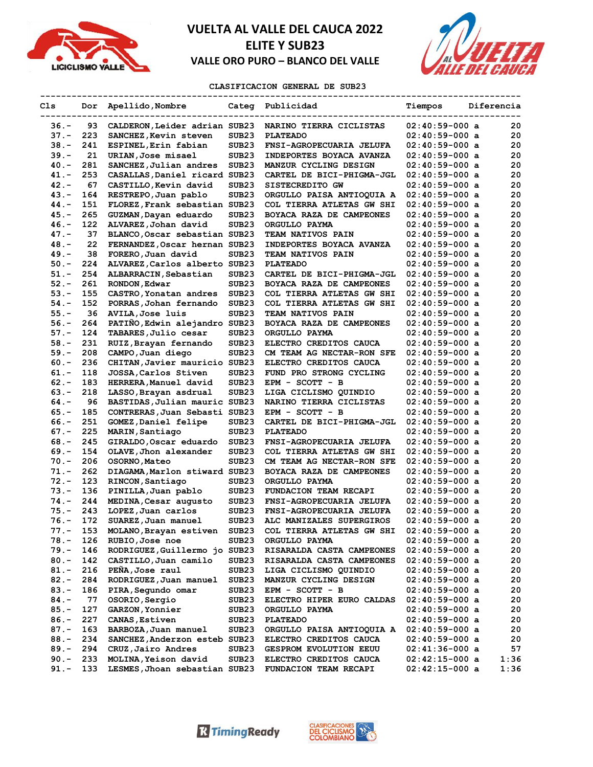# VUELTA AL VALLE DEL CAUCA 2022
## ELITE Y SUB23
### VALLE ORO PURO – BLANCO DEL VALLE

**CLASIFICACION GENERAL DE SUB23**

| Cls | Dor | Apellido,Nombre | Categ | Publicidad | Tiempos | Diferencia |
|---|---|---|---|---|---|---|
| 36.- | 93 | CALDERON,Leider adrian | SUB23 | NARINO TIERRA CICLISTAS | 02:40:59-000 a | 20 |
| 37.- | 223 | SANCHEZ,Kevin steven | SUB23 | PLATEADO | 02:40:59-000 a | 20 |
| 38.- | 241 | ESPINEL,Erin fabian | SUB23 | FNSI-AGROPECUARIA JELUFA | 02:40:59-000 a | 20 |
| 39.- | 21 | URIAN,Jose misael | SUB23 | INDEPORTES BOYACA AVANZA | 02:40:59-000 a | 20 |
| 40.- | 281 | SANCHEZ,Julian andres | SUB23 | MANZUR CYCLING DESIGN | 02:40:59-000 a | 20 |
| 41.- | 253 | CASALLAS,Daniel ricard | SUB23 | CARTEL DE BICI-PHIGMA-JGL | 02:40:59-000 a | 20 |
| 42.- | 67 | CASTILLO,Kevin david | SUB23 | SISTECREDITO GW | 02:40:59-000 a | 20 |
| 43.- | 164 | RESTREPO,Juan pablo | SUB23 | ORGULLO PAISA ANTIOQUIA A | 02:40:59-000 a | 20 |
| 44.- | 151 | FLOREZ,Frank sebastian | SUB23 | COL TIERRA ATLETAS GW SHI | 02:40:59-000 a | 20 |
| 45.- | 265 | GUZMAN,Dayan eduardo | SUB23 | BOYACA RAZA DE CAMPEONES | 02:40:59-000 a | 20 |
| 46.- | 122 | ALVAREZ,Johan david | SUB23 | ORGULLO PAYMA | 02:40:59-000 a | 20 |
| 47.- | 37 | BLANCO,Oscar sebastian | SUB23 | TEAM NATIVOS PAIN | 02:40:59-000 a | 20 |
| 48.- | 22 | FERNANDEZ,Oscar hernan | SUB23 | INDEPORTES BOYACA AVANZA | 02:40:59-000 a | 20 |
| 49.- | 38 | FORERO,Juan david | SUB23 | TEAM NATIVOS PAIN | 02:40:59-000 a | 20 |
| 50.- | 224 | ALVAREZ,Carlos alberto | SUB23 | PLATEADO | 02:40:59-000 a | 20 |
| 51.- | 254 | ALBARRACIN,Sebastian | SUB23 | CARTEL DE BICI-PHIGMA-JGL | 02:40:59-000 a | 20 |
| 52.- | 261 | RONDON,Edwar | SUB23 | BOYACA RAZA DE CAMPEONES | 02:40:59-000 a | 20 |
| 53.- | 155 | CASTRO,Yonatan andres | SUB23 | COL TIERRA ATLETAS GW SHI | 02:40:59-000 a | 20 |
| 54.- | 152 | PORRAS,Johan fernando | SUB23 | COL TIERRA ATLETAS GW SHI | 02:40:59-000 a | 20 |
| 55.- | 36 | AVILA,Jose luis | SUB23 | TEAM NATIVOS PAIN | 02:40:59-000 a | 20 |
| 56.- | 264 | PATIÑO,Edwin alejandro | SUB23 | BOYACA RAZA DE CAMPEONES | 02:40:59-000 a | 20 |
| 57.- | 124 | TABARES,Julio cesar | SUB23 | ORGULLO PAYMA | 02:40:59-000 a | 20 |
| 58.- | 231 | RUIZ,Brayan fernando | SUB23 | ELECTRO CREDITOS CAUCA | 02:40:59-000 a | 20 |
| 59.- | 208 | CAMPO,Juan diego | SUB23 | CM TEAM AG NECTAR-RON SFE | 02:40:59-000 a | 20 |
| 60.- | 236 | CHITAN,Javier mauricio | SUB23 | ELECTRO CREDITOS CAUCA | 02:40:59-000 a | 20 |
| 61.- | 118 | JOSSA,Carlos Stiven | SUB23 | FUND PRO STRONG CYCLING | 02:40:59-000 a | 20 |
| 62.- | 183 | HERRERA,Manuel david | SUB23 | EPM - SCOTT - B | 02:40:59-000 a | 20 |
| 63.- | 218 | LASSO,Brayan asdrual | SUB23 | LIGA CICLISMO QUINDIO | 02:40:59-000 a | 20 |
| 64.- | 96 | BASTIDAS,Julian mauric | SUB23 | NARINO TIERRA CICLISTAS | 02:40:59-000 a | 20 |
| 65.- | 185 | CONTRERAS,Juan Sebasti | SUB23 | EPM - SCOTT - B | 02:40:59-000 a | 20 |
| 66.- | 251 | GOMEZ,Daniel felipe | SUB23 | CARTEL DE BICI-PHIGMA-JGL | 02:40:59-000 a | 20 |
| 67.- | 225 | MARIN,Santiago | SUB23 | PLATEADO | 02:40:59-000 a | 20 |
| 68.- | 245 | GIRALDO,Oscar eduardo | SUB23 | FNSI-AGROPECUARIA JELUFA | 02:40:59-000 a | 20 |
| 69.- | 154 | OLAVE,Jhon alexander | SUB23 | COL TIERRA ATLETAS GW SHI | 02:40:59-000 a | 20 |
| 70.- | 206 | OSORNO,Mateo | SUB23 | CM TEAM AG NECTAR-RON SFE | 02:40:59-000 a | 20 |
| 71.- | 262 | DIAGAMA,Marlon stiward | SUB23 | BOYACA RAZA DE CAMPEONES | 02:40:59-000 a | 20 |
| 72.- | 123 | RINCON,Santiago | SUB23 | ORGULLO PAYMA | 02:40:59-000 a | 20 |
| 73.- | 136 | PINILLA,Juan pablo | SUB23 | FUNDACION TEAM RECAPI | 02:40:59-000 a | 20 |
| 74.- | 244 | MEDINA,Cesar augusto | SUB23 | FNSI-AGROPECUARIA JELUFA | 02:40:59-000 a | 20 |
| 75.- | 243 | LOPEZ,Juan carlos | SUB23 | FNSI-AGROPECUARIA JELUFA | 02:40:59-000 a | 20 |
| 76.- | 172 | SUAREZ,Juan manuel | SUB23 | ALC MANIZALES SUPERGIROS | 02:40:59-000 a | 20 |
| 77.- | 153 | MOLANO,Brayan estiven | SUB23 | COL TIERRA ATLETAS GW SHI | 02:40:59-000 a | 20 |
| 78.- | 126 | RUBIO,Jose noe | SUB23 | ORGULLO PAYMA | 02:40:59-000 a | 20 |
| 79.- | 146 | RODRIGUEZ,Guillermo jo | SUB23 | RISARALDA CASTA CAMPEONES | 02:40:59-000 a | 20 |
| 80.- | 142 | CASTILLO,Juan camilo | SUB23 | RISARALDA CASTA CAMPEONES | 02:40:59-000 a | 20 |
| 81.- | 216 | PEÑA,Jose raul | SUB23 | LIGA CICLISMO QUINDIO | 02:40:59-000 a | 20 |
| 82.- | 284 | RODRIGUEZ,Juan manuel | SUB23 | MANZUR CYCLING DESIGN | 02:40:59-000 a | 20 |
| 83.- | 186 | PIRA,Segundo omar | SUB23 | EPM - SCOTT - B | 02:40:59-000 a | 20 |
| 84.- | 77 | OSORIO,Sergio | SUB23 | ELECTRO HIPER EURO CALDAS | 02:40:59-000 a | 20 |
| 85.- | 127 | GARZON,Yonnier | SUB23 | ORGULLO PAYMA | 02:40:59-000 a | 20 |
| 86.- | 227 | CANAS,Estiven | SUB23 | PLATEADO | 02:40:59-000 a | 20 |
| 87.- | 163 | BARBOZA,Juan manuel | SUB23 | ORGULLO PAISA ANTIOQUIA A | 02:40:59-000 a | 20 |
| 88.- | 234 | SANCHEZ,Anderzon esteb | SUB23 | ELECTRO CREDITOS CAUCA | 02:40:59-000 a | 20 |
| 89.- | 294 | CRUZ,Jairo Andres | SUB23 | GESPROM EVOLUTION EEUU | 02:41:36-000 a | 57 |
| 90.- | 233 | MOLINA,Yeison david | SUB23 | ELECTRO CREDITOS CAUCA | 02:42:15-000 a | 1:36 |
| 91.- | 133 | LESMES,Jhoan sebastian | SUB23 | FUNDACION TEAM RECAPI | 02:42:15-000 a | 1:36 |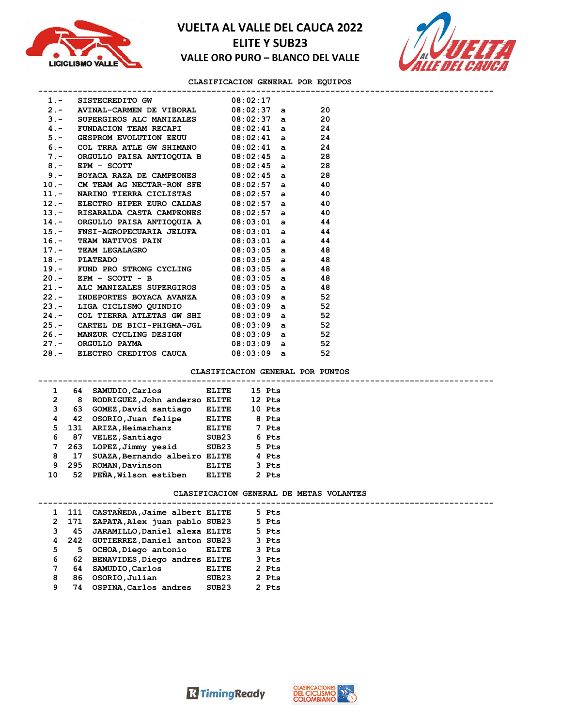# VUELTA AL VALLE DEL CAUCA 2022
## ELITE Y SUB23
### VALLE ORO PURO – BLANCO DEL VALLE

**CLASIFICACION GENERAL POR EQUIPOS**

| | | | | |
|---|---|---|---|---|
| 1.- | SISTECREDITO GW | 08:02:17 | | |
| 2.- | AVINAL-CARMEN DE VIBORAL | 08:02:37 | a | 20 |
| 3.- | SUPERGIROS ALC MANIZALES | 08:02:37 | a | 20 |
| 4.- | FUNDACION TEAM RECAPI | 08:02:41 | a | 24 |
| 5.- | GESPROM EVOLUTION EEUU | 08:02:41 | a | 24 |
| 6.- | COL TRRA ATLE GW SHIMANO | 08:02:41 | a | 24 |
| 7.- | ORGULLO PAISA ANTIOQUIA B | 08:02:45 | a | 28 |
| 8.- | EPM - SCOTT | 08:02:45 | a | 28 |
| 9.- | BOYACA RAZA DE CAMPEONES | 08:02:45 | a | 28 |
| 10.- | CM TEAM AG NECTAR-RON SFE | 08:02:57 | a | 40 |
| 11.- | NARINO TIERRA CICLISTAS | 08:02:57 | a | 40 |
| 12.- | ELECTRO HIPER EURO CALDAS | 08:02:57 | a | 40 |
| 13.- | RISARALDA CASTA CAMPEONES | 08:02:57 | a | 40 |
| 14.- | ORGULLO PAISA ANTIOQUIA A | 08:03:01 | a | 44 |
| 15.- | FNSI-AGROPECUARIA JELUFA | 08:03:01 | a | 44 |
| 16.- | TEAM NATIVOS PAIN | 08:03:01 | a | 44 |
| 17.- | TEAM LEGALAGRO | 08:03:05 | a | 48 |
| 18.- | PLATEADO | 08:03:05 | a | 48 |
| 19.- | FUND PRO STRONG CYCLING | 08:03:05 | a | 48 |
| 20.- | EPM - SCOTT - B | 08:03:05 | a | 48 |
| 21.- | ALC MANIZALES SUPERGIROS | 08:03:05 | a | 48 |
| 22.- | INDEPORTES BOYACA AVANZA | 08:03:09 | a | 52 |
| 23.- | LIGA CICLISMO QUINDIO | 08:03:09 | a | 52 |
| 24.- | COL TIERRA ATLETAS GW SHI | 08:03:09 | a | 52 |
| 25.- | CARTEL DE BICI-PHIGMA-JGL | 08:03:09 | a | 52 |
| 26.- | MANZUR CYCLING DESIGN | 08:03:09 | a | 52 |
| 27.- | ORGULLO PAYMA | 08:03:09 | a | 52 |
| 28.- | ELECTRO CREDITOS CAUCA | 08:03:09 | a | 52 |

**CLASIFICACION GENERAL POR PUNTOS**

| | | | | |
|---|---|---|---|---|
| 1 | 64 | SAMUDIO,Carlos | ELITE | 15 Pts |
| 2 | 8 | RODRIGUEZ,John anderso | ELITE | 12 Pts |
| 3 | 63 | GOMEZ,David santiago | ELITE | 10 Pts |
| 4 | 42 | OSORIO,Juan felipe | ELITE | 8 Pts |
| 5 | 131 | ARIZA,Heimarhanz | ELITE | 7 Pts |
| 6 | 87 | VELEZ,Santiago | SUB23 | 6 Pts |
| 7 | 263 | LOPEZ,Jimmy yesid | SUB23 | 5 Pts |
| 8 | 17 | SUAZA,Bernando albeiro | ELITE | 4 Pts |
| 9 | 295 | ROMAN,Davinson | ELITE | 3 Pts |
| 10 | 52 | PEÑA,Wilson estiben | ELITE | 2 Pts |

**CLASIFICACION GENERAL DE METAS VOLANTES**

| | | | | |
|---|---|---|---|---|
| 1 | 111 | CASTAÑEDA,Jaime albert | ELITE | 5 Pts |
| 2 | 171 | ZAPATA,Alex juan pablo | SUB23 | 5 Pts |
| 3 | 45 | JARAMILLO,Daniel alexa | ELITE | 5 Pts |
| 4 | 242 | GUTIERREZ,Daniel anton | SUB23 | 3 Pts |
| 5 | 5 | OCHOA,Diego antonio | ELITE | 3 Pts |
| 6 | 62 | BENAVIDES,Diego andres | ELITE | 3 Pts |
| 7 | 64 | SAMUDIO,Carlos | ELITE | 2 Pts |
| 8 | 86 | OSORIO,Julian | SUB23 | 2 Pts |
| 9 | 74 | OSPINA,Carlos andres | SUB23 | 2 Pts |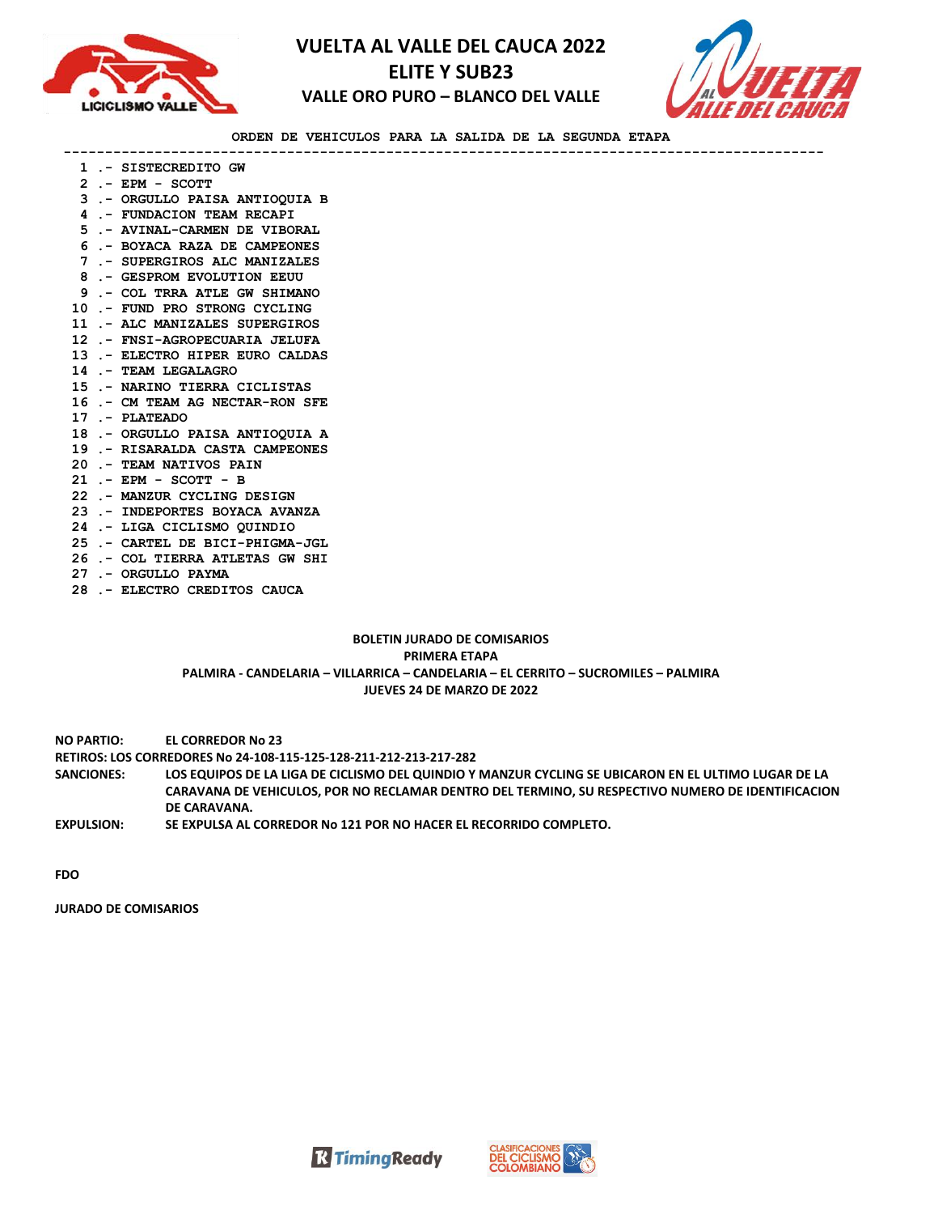# VUELTA AL VALLE DEL CAUCA 2022
## ELITE Y SUB23
### VALLE ORO PURO – BLANCO DEL VALLE

**ORDEN DE VEHICULOS PARA LA SALIDA DE LA SEGUNDA ETAPA**

---

1 .- SISTECREDITO GW
2 .- EPM - SCOTT
3 .- ORGULLO PAISA ANTIOQUIA B
4 .- FUNDACION TEAM RECAPI
5 .- AVINAL-CARMEN DE VIBORAL
6 .- BOYACA RAZA DE CAMPEONES
7 .- SUPERGIROS ALC MANIZALES
8 .- GESPROM EVOLUTION EEUU
9 .- COL TRRA ATLE GW SHIMANO
10 .- FUND PRO STRONG CYCLING
11 .- ALC MANIZALES SUPERGIROS
12 .- FNSI-AGROPECUARIA JELUFA
13 .- ELECTRO HIPER EURO CALDAS
14 .- TEAM LEGALAGRO
15 .- NARINO TIERRA CICLISTAS
16 .- CM TEAM AG NECTAR-RON SFE
17 .- PLATEADO
18 .- ORGULLO PAISA ANTIOQUIA A
19 .- RISARALDA CASTA CAMPEONES
20 .- TEAM NATIVOS PAIN
21 .- EPM - SCOTT - B
22 .- MANZUR CYCLING DESIGN
23 .- INDEPORTES BOYACA AVANZA
24 .- LIGA CICLISMO QUINDIO
25 .- CARTEL DE BICI-PHIGMA-JGL
26 .- COL TIERRA ATLETAS GW SHI
27 .- ORGULLO PAYMA
28 .- ELECTRO CREDITOS CAUCA

**BOLETIN JURADO DE COMISARIOS**
**PRIMERA ETAPA**
**PALMIRA - CANDELARIA – VILLARRICA – CANDELARIA – EL CERRITO – SUCROMILES – PALMIRA**
**JUEVES 24 DE MARZO DE 2022**

**NO PARTIO:** EL CORREDOR No 23

**RETIROS:** LOS CORREDORES No 24-108-115-125-128-211-212-213-217-282

**SANCIONES:** LOS EQUIPOS DE LA LIGA DE CICLISMO DEL QUINDIO Y MANZUR CYCLING SE UBICARON EN EL ULTIMO LUGAR DE LA CARAVANA DE VEHICULOS, POR NO RECLAMAR DENTRO DEL TERMINO, SU RESPECTIVO NUMERO DE IDENTIFICACION DE CARAVANA.

**EXPULSION:** SE EXPULSA AL CORREDOR No 121 POR NO HACER EL RECORRIDO COMPLETO.

**FDO**

**JURADO DE COMISARIOS**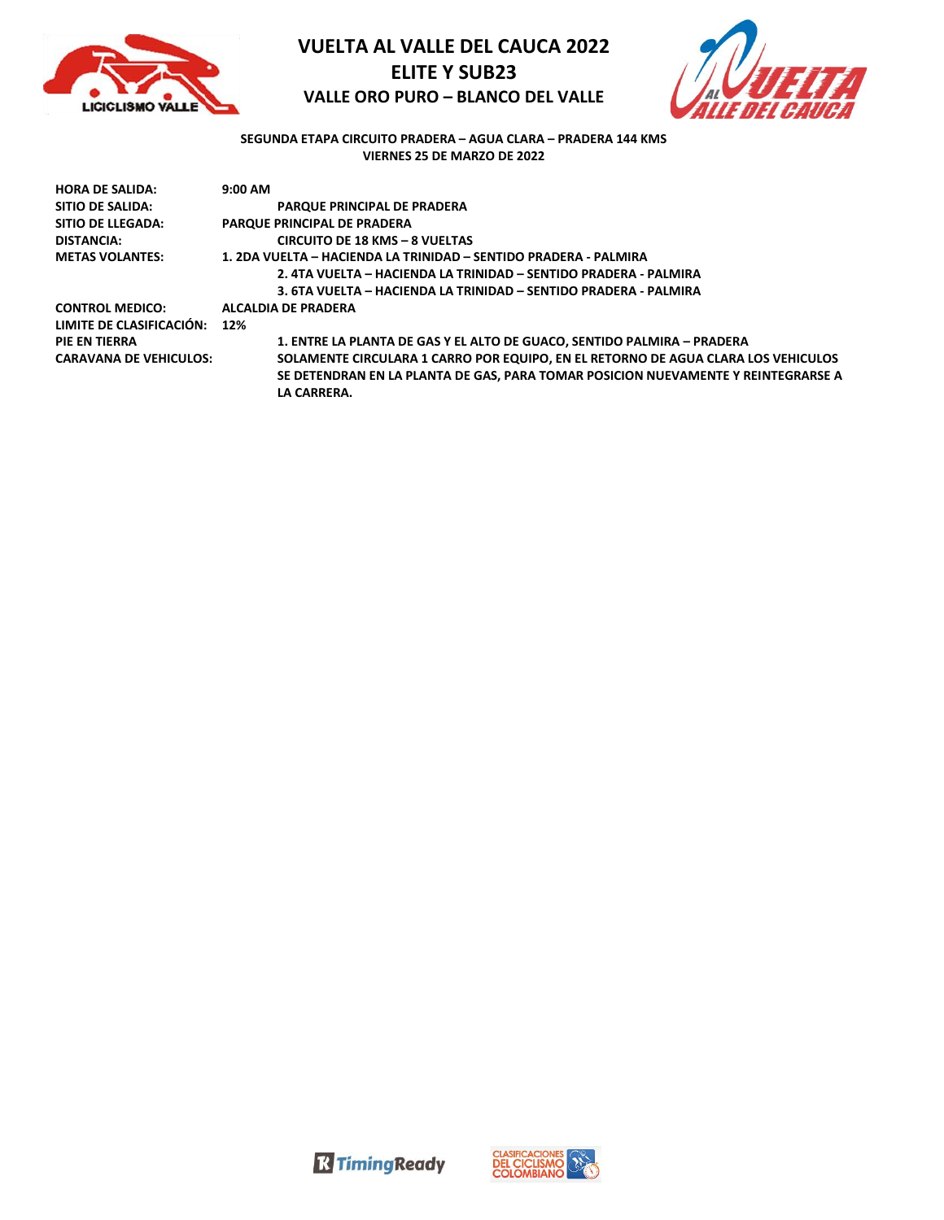# VUELTA AL VALLE DEL CAUCA 2022
## ELITE Y SUB23
### VALLE ORO PURO – BLANCO DEL VALLE

**SEGUNDA ETAPA CIRCUITO PRADERA – AGUA CLARA – PRADERA 144 KMS**
**VIERNES 25 DE MARZO DE 2022**

| | |
|---|---|
| **HORA DE SALIDA:** | **9:00 AM** |
| **SITIO DE SALIDA:** | **PARQUE PRINCIPAL DE PRADERA** |
| **SITIO DE LLEGADA:** | **PARQUE PRINCIPAL DE PRADERA** |
| **DISTANCIA:** | **CIRCUITO DE 18 KMS – 8 VUELTAS** |
| **METAS VOLANTES:** | **1. 2DA VUELTA – HACIENDA LA TRINIDAD – SENTIDO PRADERA - PALMIRA**<br>**2. 4TA VUELTA – HACIENDA LA TRINIDAD – SENTIDO PRADERA - PALMIRA**<br>**3. 6TA VUELTA – HACIENDA LA TRINIDAD – SENTIDO PRADERA - PALMIRA** |
| **CONTROL MEDICO:** | **ALCALDIA DE PRADERA** |
| **LIMITE DE CLASIFICACIÓN:** | **12%** |
| **PIE EN TIERRA** | **1. ENTRE LA PLANTA DE GAS Y EL ALTO DE GUACO, SENTIDO PALMIRA – PRADERA** |
| **CARAVANA DE VEHICULOS:** | **SOLAMENTE CIRCULARA 1 CARRO POR EQUIPO, EN EL RETORNO DE AGUA CLARA LOS VEHICULOS SE DETENDRAN EN LA PLANTA DE GAS, PARA TOMAR POSICION NUEVAMENTE Y REINTEGRARSE A LA CARRERA.** |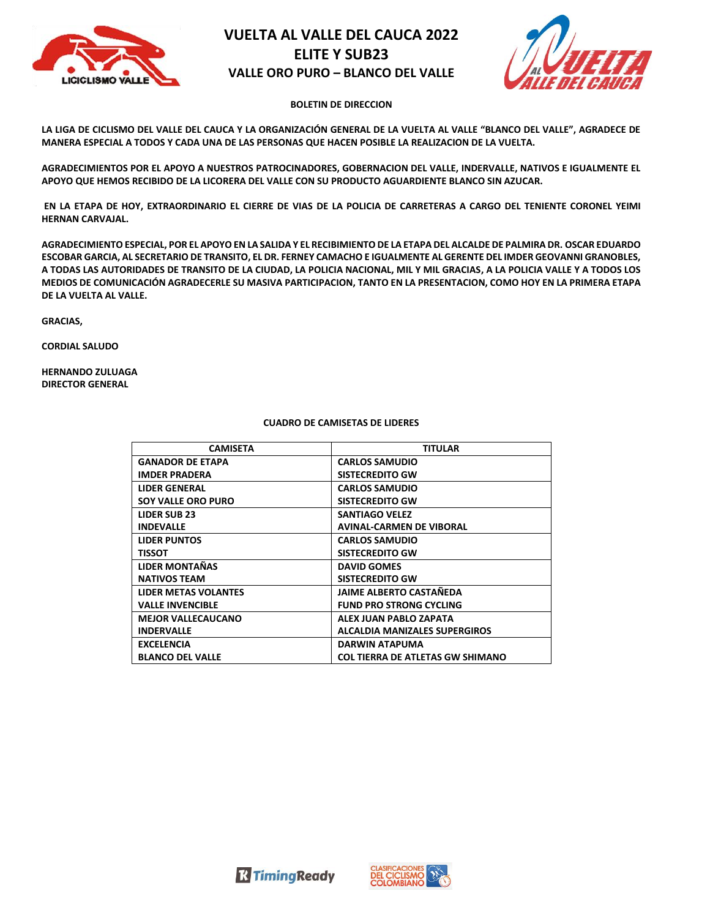# VUELTA AL VALLE DEL CAUCA 2022
## ELITE Y SUB23
### VALLE ORO PURO – BLANCO DEL VALLE

**BOLETIN DE DIRECCION**

**LA LIGA DE CICLISMO DEL VALLE DEL CAUCA Y LA ORGANIZACIÓN GENERAL DE LA VUELTA AL VALLE "BLANCO DEL VALLE", AGRADECE DE MANERA ESPECIAL A TODOS Y CADA UNA DE LAS PERSONAS QUE HACEN POSIBLE LA REALIZACION DE LA VUELTA.**

**AGRADECIMIENTOS POR EL APOYO A NUESTROS PATROCINADORES, GOBERNACION DEL VALLE, INDERVALLE, NATIVOS E IGUALMENTE EL APOYO QUE HEMOS RECIBIDO DE LA LICORERA DEL VALLE CON SU PRODUCTO AGUARDIENTE BLANCO SIN AZUCAR.**

**EN LA ETAPA DE HOY, EXTRAORDINARIO EL CIERRE DE VIAS DE LA POLICIA DE CARRETERAS A CARGO DEL TENIENTE CORONEL YEIMI HERNAN CARVAJAL.**

**AGRADECIMIENTO ESPECIAL, POR EL APOYO EN LA SALIDA Y EL RECIBIMIENTO DE LA ETAPA DEL ALCALDE DE PALMIRA DR. OSCAR EDUARDO ESCOBAR GARCIA, AL SECRETARIO DE TRANSITO, EL DR. FERNEY CAMACHO E IGUALMENTE AL GERENTE DEL IMDER GEOVANNI GRANOBLES, A TODAS LAS AUTORIDADES DE TRANSITO DE LA CIUDAD, LA POLICIA NACIONAL, MIL Y MIL GRACIAS, A LA POLICIA VALLE Y A TODOS LOS MEDIOS DE COMUNICACIÓN AGRADECERLE SU MASIVA PARTICIPACION, TANTO EN LA PRESENTACION, COMO HOY EN LA PRIMERA ETAPA DE LA VUELTA AL VALLE.**

**GRACIAS,**

**CORDIAL SALUDO**

**HERNANDO ZULUAGA**
**DIRECTOR GENERAL**

**CUADRO DE CAMISETAS DE LIDERES**

| CAMISETA | TITULAR |
|---|---|
| GANADOR DE ETAPA<br>IMDER PRADERA | CARLOS SAMUDIO<br>SISTECREDITO GW |
| LIDER GENERAL<br>SOY VALLE ORO PURO | CARLOS SAMUDIO<br>SISTECREDITO GW |
| LIDER SUB 23<br>INDEVALLE | SANTIAGO VELEZ<br>AVINAL-CARMEN DE VIBORAL |
| LIDER PUNTOS<br>TISSOT | CARLOS SAMUDIO<br>SISTECREDITO GW |
| LIDER MONTAÑAS<br>NATIVOS TEAM | DAVID GOMES<br>SISTECREDITO GW |
| LIDER METAS VOLANTES<br>VALLE INVENCIBLE | JAIME ALBERTO CASTAÑEDA<br>FUND PRO STRONG CYCLING |
| MEJOR VALLECAUCANO<br>INDERVALLE | ALEX JUAN PABLO ZAPATA<br>ALCALDIA MANIZALES SUPERGIROS |
| EXCELENCIA<br>BLANCO DEL VALLE | DARWIN ATAPUMA<br>COL TIERRA DE ATLETAS GW SHIMANO |